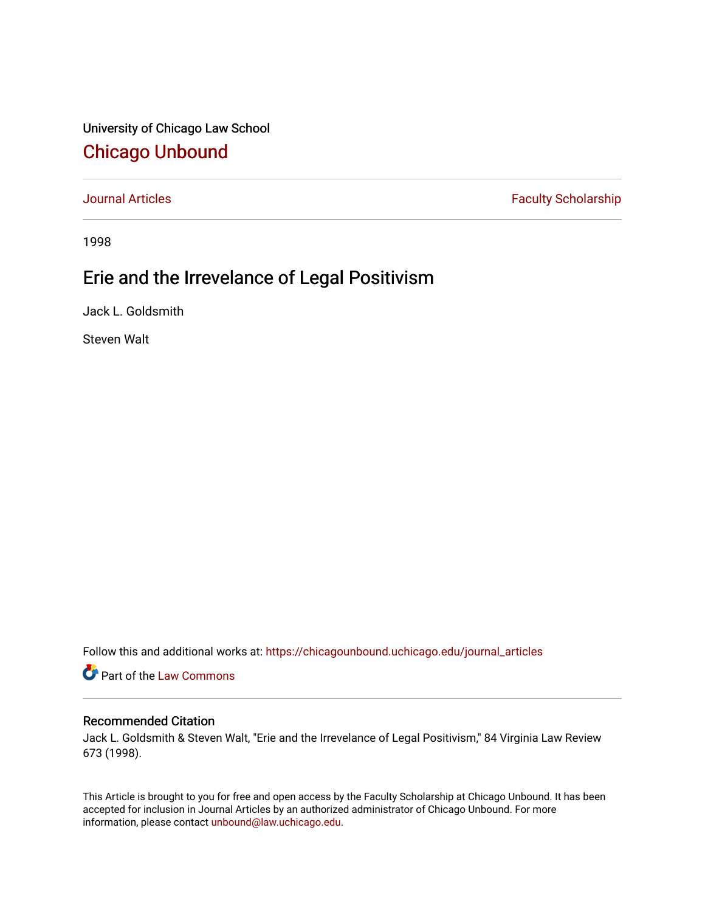University of Chicago Law School

# Chicago Unbound

Journal Articles | Faculty Scholarship

1998

## Erie and the Irrevelance of Legal Positivism

Jack L. Goldsmith

Steven Walt

Follow this and additional works at: https://chicagounbound.uchicago.edu/journal_articles

Part of the Law Commons

### Recommended Citation

Jack L. Goldsmith & Steven Walt, "Erie and the Irrevelance of Legal Positivism," 84 Virginia Law Review 673 (1998).

This Article is brought to you for free and open access by the Faculty Scholarship at Chicago Unbound. It has been accepted for inclusion in Journal Articles by an authorized administrator of Chicago Unbound. For more information, please contact unbound@law.uchicago.edu.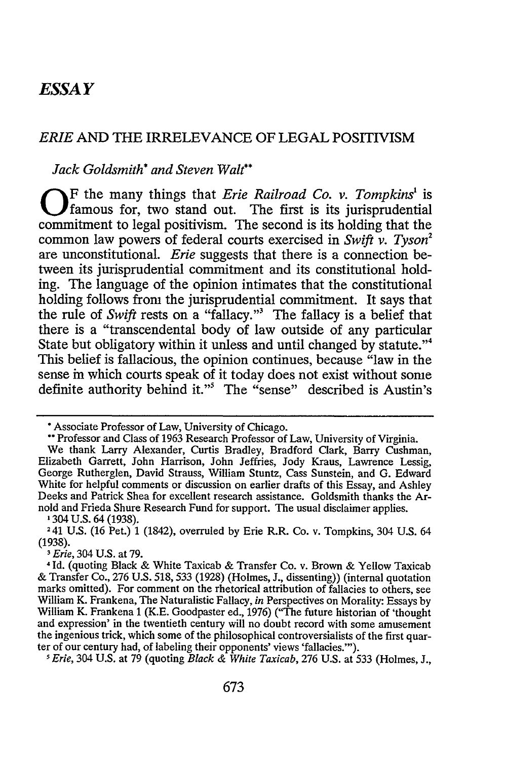# ESSAY

## *ERIE* AND THE IRRELEVANCE OF LEGAL POSITIVISM

*Jack Goldsmith\* and Steven Walt\*\**

OF the many things that *Erie Railroad Co. v. Tompkins*[1] is famous for, two stand out. The first is its jurisprudential commitment to legal positivism. The second is its holding that the common law powers of federal courts exercised in *Swift v. Tyson*[2] are unconstitutional. *Erie* suggests that there is a connection between its jurisprudential commitment and its constitutional holding. The language of the opinion intimates that the constitutional holding follows from the jurisprudential commitment. It says that the rule of *Swift* rests on a "fallacy."[3] The fallacy is a belief that there is a "transcendental body of law outside of any particular State but obligatory within it unless and until changed by statute."[4] This belief is fallacious, the opinion continues, because "law in the sense in which courts speak of it today does not exist without some definite authority behind it."[5] The "sense" described is Austin's

---

\* Associate Professor of Law, University of Chicago.

\*\* Professor and Class of 1963 Research Professor of Law, University of Virginia.

We thank Larry Alexander, Curtis Bradley, Bradford Clark, Barry Cushman, Elizabeth Garrett, John Harrison, John Jeffries, Jody Kraus, Lawrence Lessig, George Rutherglen, David Strauss, William Stuntz, Cass Sunstein, and G. Edward White for helpful comments or discussion on earlier drafts of this Essay, and Ashley Deeks and Patrick Shea for excellent research assistance. Goldsmith thanks the Arnold and Frieda Shure Research Fund for support. The usual disclaimer applies.

[1] 304 U.S. 64 (1938).

[2] 41 U.S. (16 Pet.) 1 (1842), overruled by Erie R.R. Co. v. Tompkins, 304 U.S. 64 (1938).

[3] *Erie*, 304 U.S. at 79.

[4] Id. (quoting Black & White Taxicab & Transfer Co. v. Brown & Yellow Taxicab & Transfer Co., 276 U.S. 518, 533 (1928) (Holmes, J., dissenting)) (internal quotation marks omitted). For comment on the rhetorical attribution of fallacies to others, see William K. Frankena, The Naturalistic Fallacy, *in* Perspectives on Morality: Essays by William K. Frankena 1 (K.E. Goodpaster ed., 1976) ("The future historian of 'thought and expression' in the twentieth century will no doubt record with some amusement the ingenious trick, which some of the philosophical controversialists of the first quarter of our century had, of labeling their opponents' views 'fallacies.'").

[5] *Erie*, 304 U.S. at 79 (quoting *Black & White Taxicab*, 276 U.S. at 533 (Holmes, J.,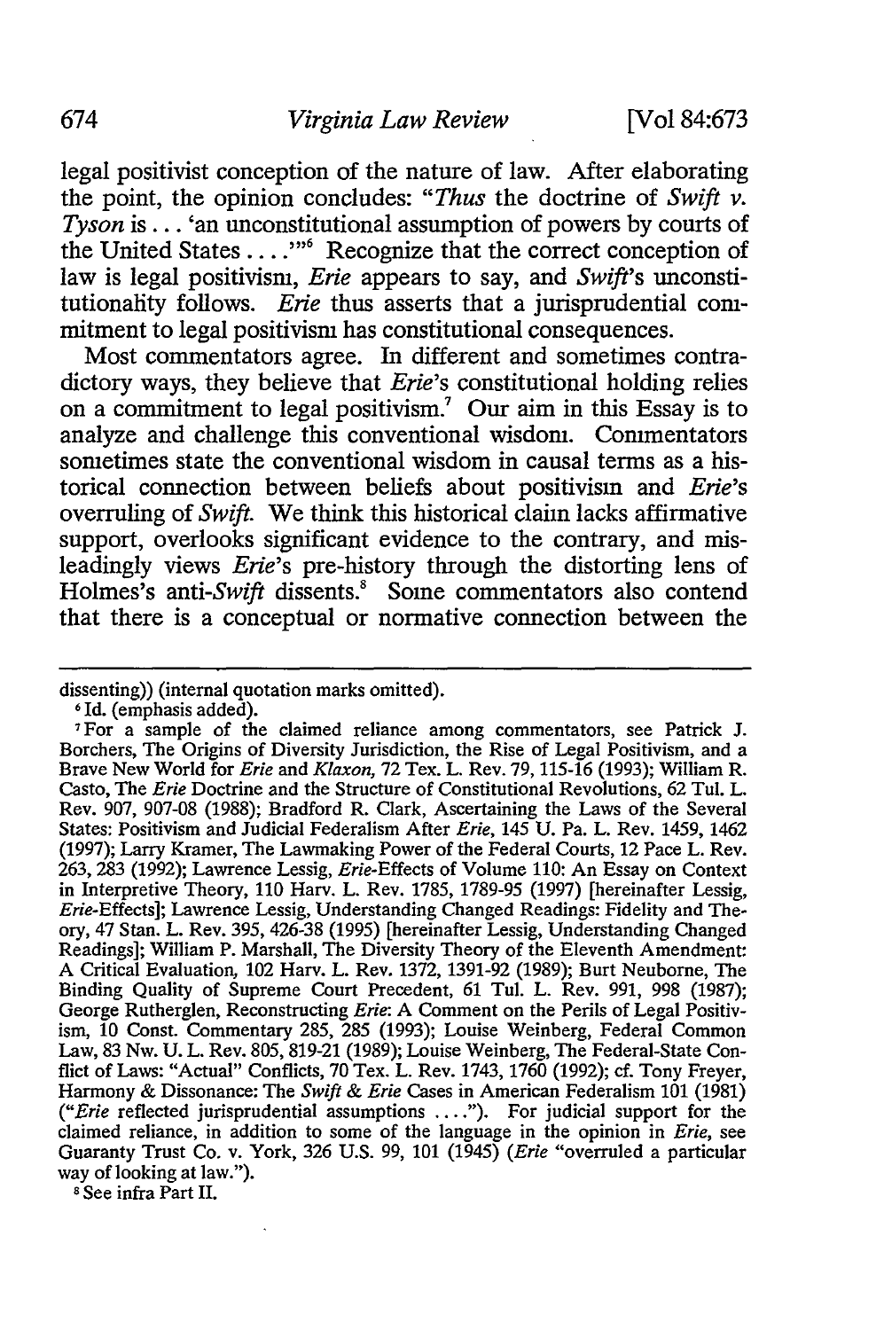legal positivist conception of the nature of law. After elaborating the point, the opinion concludes: "*Thus* the doctrine of *Swift v. Tyson* is . . . 'an unconstitutional assumption of powers by courts of the United States . . . .'"[6] Recognize that the correct conception of law is legal positivism, *Erie* appears to say, and *Swift*'s unconstitutionality follows. *Erie* thus asserts that a jurisprudential commitment to legal positivism has constitutional consequences.

Most commentators agree. In different and sometimes contradictory ways, they believe that *Erie*'s constitutional holding relies on a commitment to legal positivism.[7] Our aim in this Essay is to analyze and challenge this conventional wisdom. Commentators sometimes state the conventional wisdom in causal terms as a historical connection between beliefs about positivism and *Erie*'s overruling of *Swift*. We think this historical claim lacks affirmative support, overlooks significant evidence to the contrary, and misleadingly views *Erie*'s pre-history through the distorting lens of Holmes's anti-*Swift* dissents.[8] Some commentators also contend that there is a conceptual or normative connection between the

---

dissenting)) (internal quotation marks omitted).

[6] Id. (emphasis added).

[7] For a sample of the claimed reliance among commentators, see Patrick J. Borchers, The Origins of Diversity Jurisdiction, the Rise of Legal Positivism, and a Brave New World for *Erie* and *Klaxon*, 72 Tex. L. Rev. 79, 115-16 (1993); William R. Casto, The *Erie* Doctrine and the Structure of Constitutional Revolutions, 62 Tul. L. Rev. 907, 907-08 (1988); Bradford R. Clark, Ascertaining the Laws of the Several States: Positivism and Judicial Federalism After *Erie*, 145 U. Pa. L. Rev. 1459, 1462 (1997); Larry Kramer, The Lawmaking Power of the Federal Courts, 12 Pace L. Rev. 263, 283 (1992); Lawrence Lessig, *Erie*-Effects of Volume 110: An Essay on Context in Interpretive Theory, 110 Harv. L. Rev. 1785, 1789-95 (1997) [hereinafter Lessig, *Erie*-Effects]; Lawrence Lessig, Understanding Changed Readings: Fidelity and Theory, 47 Stan. L. Rev. 395, 426-38 (1995) [hereinafter Lessig, Understanding Changed Readings]; William P. Marshall, The Diversity Theory of the Eleventh Amendment: A Critical Evaluation, 102 Harv. L. Rev. 1372, 1391-92 (1989); Burt Neuborne, The Binding Quality of Supreme Court Precedent, 61 Tul. L. Rev. 991, 998 (1987); George Rutherglen, Reconstructing *Erie*: A Comment on the Perils of Legal Positivism, 10 Const. Commentary 285, 285 (1993); Louise Weinberg, Federal Common Law, 83 Nw. U. L. Rev. 805, 819-21 (1989); Louise Weinberg, The Federal-State Conflict of Laws: "Actual" Conflicts, 70 Tex. L. Rev. 1743, 1760 (1992); cf. Tony Freyer, Harmony & Dissonance: The *Swift* & *Erie* Cases in American Federalism 101 (1981) ("*Erie* reflected jurisprudential assumptions . . . ."). For judicial support for the claimed reliance, in addition to some of the language in the opinion in *Erie*, see Guaranty Trust Co. v. York, 326 U.S. 99, 101 (1945) (*Erie* "overruled a particular way of looking at law.").

[8] See infra Part II.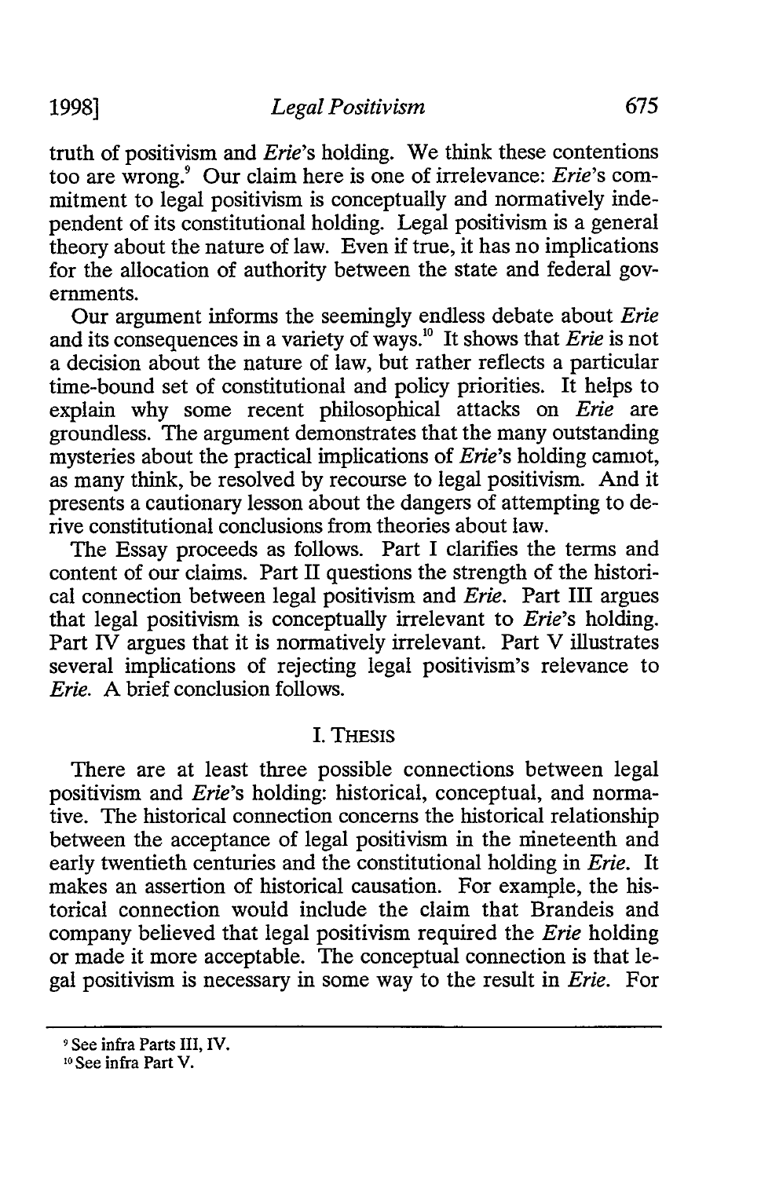truth of positivism and *Erie*'s holding. We think these contentions too are wrong.[9] Our claim here is one of irrelevance: *Erie*'s commitment to legal positivism is conceptually and normatively independent of its constitutional holding. Legal positivism is a general theory about the nature of law. Even if true, it has no implications for the allocation of authority between the state and federal governments.

Our argument informs the seemingly endless debate about *Erie* and its consequences in a variety of ways.[10] It shows that *Erie* is not a decision about the nature of law, but rather reflects a particular time-bound set of constitutional and policy priorities. It helps to explain why some recent philosophical attacks on *Erie* are groundless. The argument demonstrates that the many outstanding mysteries about the practical implications of *Erie*'s holding cannot, as many think, be resolved by recourse to legal positivism. And it presents a cautionary lesson about the dangers of attempting to derive constitutional conclusions from theories about law.

The Essay proceeds as follows. Part I clarifies the terms and content of our claims. Part II questions the strength of the historical connection between legal positivism and *Erie*. Part III argues that legal positivism is conceptually irrelevant to *Erie*'s holding. Part IV argues that it is normatively irrelevant. Part V illustrates several implications of rejecting legal positivism's relevance to *Erie*. A brief conclusion follows.

## I. THESIS

There are at least three possible connections between legal positivism and *Erie*'s holding: historical, conceptual, and normative. The historical connection concerns the historical relationship between the acceptance of legal positivism in the nineteenth and early twentieth centuries and the constitutional holding in *Erie*. It makes an assertion of historical causation. For example, the historical connection would include the claim that Brandeis and company believed that legal positivism required the *Erie* holding or made it more acceptable. The conceptual connection is that legal positivism is necessary in some way to the result in *Erie*. For

---

[9] See infra Parts III, IV.

[10] See infra Part V.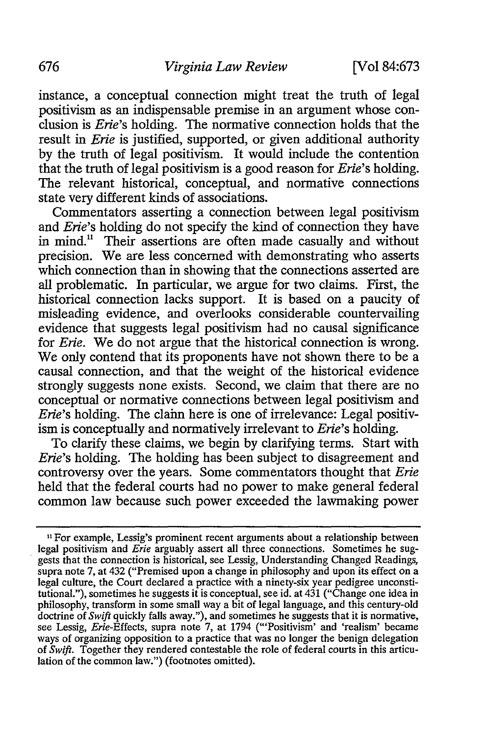instance, a conceptual connection might treat the truth of legal positivism as an indispensable premise in an argument whose conclusion is *Erie*'s holding. The normative connection holds that the result in *Erie* is justified, supported, or given additional authority by the truth of legal positivism. It would include the contention that the truth of legal positivism is a good reason for *Erie*'s holding. The relevant historical, conceptual, and normative connections state very different kinds of associations.

Commentators asserting a connection between legal positivism and *Erie*'s holding do not specify the kind of connection they have in mind.[11] Their assertions are often made casually and without precision. We are less concerned with demonstrating who asserts which connection than in showing that the connections asserted are all problematic. In particular, we argue for two claims. First, the historical connection lacks support. It is based on a paucity of misleading evidence, and overlooks considerable countervailing evidence that suggests legal positivism had no causal significance for *Erie*. We do not argue that the historical connection is wrong. We only contend that its proponents have not shown there to be a causal connection, and that the weight of the historical evidence strongly suggests none exists. Second, we claim that there are no conceptual or normative connections between legal positivism and *Erie*'s holding. The claim here is one of irrelevance: Legal positivism is conceptually and normatively irrelevant to *Erie*'s holding.

To clarify these claims, we begin by clarifying terms. Start with *Erie*'s holding. The holding has been subject to disagreement and controversy over the years. Some commentators thought that *Erie* held that the federal courts had no power to make general federal common law because such power exceeded the lawmaking power

---

[11] For example, Lessig's prominent recent arguments about a relationship between legal positivism and *Erie* arguably assert all three connections. Sometimes he suggests that the connection is historical, see Lessig, Understanding Changed Readings, supra note 7, at 432 ("Premised upon a change in philosophy and upon its effect on a legal culture, the Court declared a practice with a ninety-six year pedigree unconstitutional."), sometimes he suggests it is conceptual, see id. at 431 ("Change one idea in philosophy, transform in some small way a bit of legal language, and this century-old doctrine of *Swift* quickly falls away."), and sometimes he suggests that it is normative, see Lessig, *Erie*-Effects, supra note 7, at 1794 ("'Positivism' and 'realism' became ways of organizing opposition to a practice that was no longer the benign delegation of *Swift*. Together they rendered contestable the role of federal courts in this articulation of the common law.") (footnotes omitted).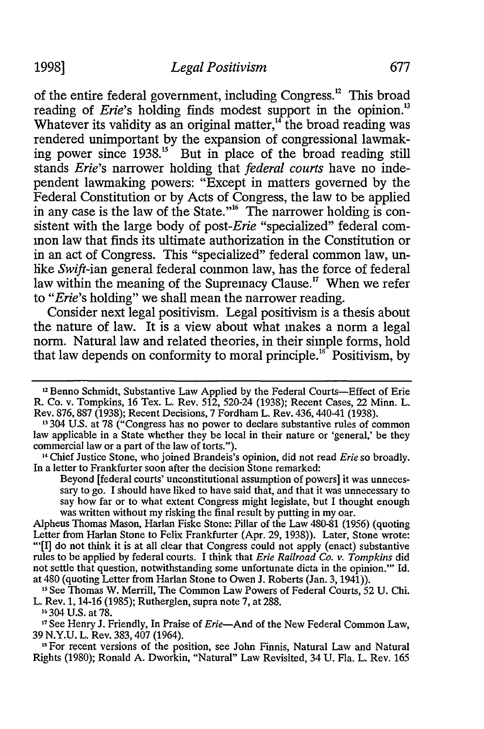of the entire federal government, including Congress.[12] This broad reading of *Erie*'s holding finds modest support in the opinion.[13] Whatever its validity as an original matter,[14] the broad reading was rendered unimportant by the expansion of congressional lawmaking power since 1938.[15] But in place of the broad reading still stands *Erie*'s narrower holding that *federal courts* have no independent lawmaking powers: "Except in matters governed by the Federal Constitution or by Acts of Congress, the law to be applied in any case is the law of the State."[16] The narrower holding is consistent with the large body of post-*Erie* "specialized" federal common law that finds its ultimate authorization in the Constitution or in an act of Congress. This "specialized" federal common law, unlike *Swift*-ian general federal common law, has the force of federal law within the meaning of the Supremacy Clause.[17] When we refer to "*Erie*'s holding" we shall mean the narrower reading.

Consider next legal positivism. Legal positivism is a thesis about the nature of law. It is a view about what makes a norm a legal norm. Natural law and related theories, in their simple forms, hold that law depends on conformity to moral principle.[18] Positivism, by

---

[12] Benno Schmidt, Substantive Law Applied by the Federal Courts—Effect of Erie R. Co. v. Tompkins, 16 Tex. L. Rev. 512, 520-24 (1938); Recent Cases, 22 Minn. L. Rev. 876, 887 (1938); Recent Decisions, 7 Fordham L. Rev. 436, 440-41 (1938).

[13] 304 U.S. at 78 ("Congress has no power to declare substantive rules of common law applicable in a State whether they be local in their nature or 'general,' be they commercial law or a part of the law of torts.").

[14] Chief Justice Stone, who joined Brandeis's opinion, did not read *Erie* so broadly. In a letter to Frankfurter soon after the decision Stone remarked:

> Beyond [federal courts' unconstitutional assumption of powers] it was unnecessary to go. I should have liked to have said that, and that it was unnecessary to say how far or to what extent Congress might legislate, but I thought enough was written without my risking the final result by putting in my oar.

Alpheus Thomas Mason, Harlan Fiske Stone: Pillar of the Law 480-81 (1956) (quoting Letter from Harlan Stone to Felix Frankfurter (Apr. 29, 1938)). Later, Stone wrote: "'[I] do not think it is at all clear that Congress could not apply (enact) substantive rules to be applied by federal courts. I think that *Erie Railroad Co. v. Tompkins* did not settle that question, notwithstanding some unfortunate dicta in the opinion.'" Id. at 480 (quoting Letter from Harlan Stone to Owen J. Roberts (Jan. 3, 1941)).

[15] See Thomas W. Merrill, The Common Law Powers of Federal Courts, 52 U. Chi. L. Rev. 1, 14-16 (1985); Rutherglen, supra note 7, at 288.

[16] 304 U.S. at 78.

[17] See Henry J. Friendly, In Praise of *Erie*—And of the New Federal Common Law, 39 N.Y.U. L. Rev. 383, 407 (1964).

[18] For recent versions of the position, see John Finnis, Natural Law and Natural Rights (1980); Ronald A. Dworkin, "Natural" Law Revisited, 34 U. Fla. L. Rev. 165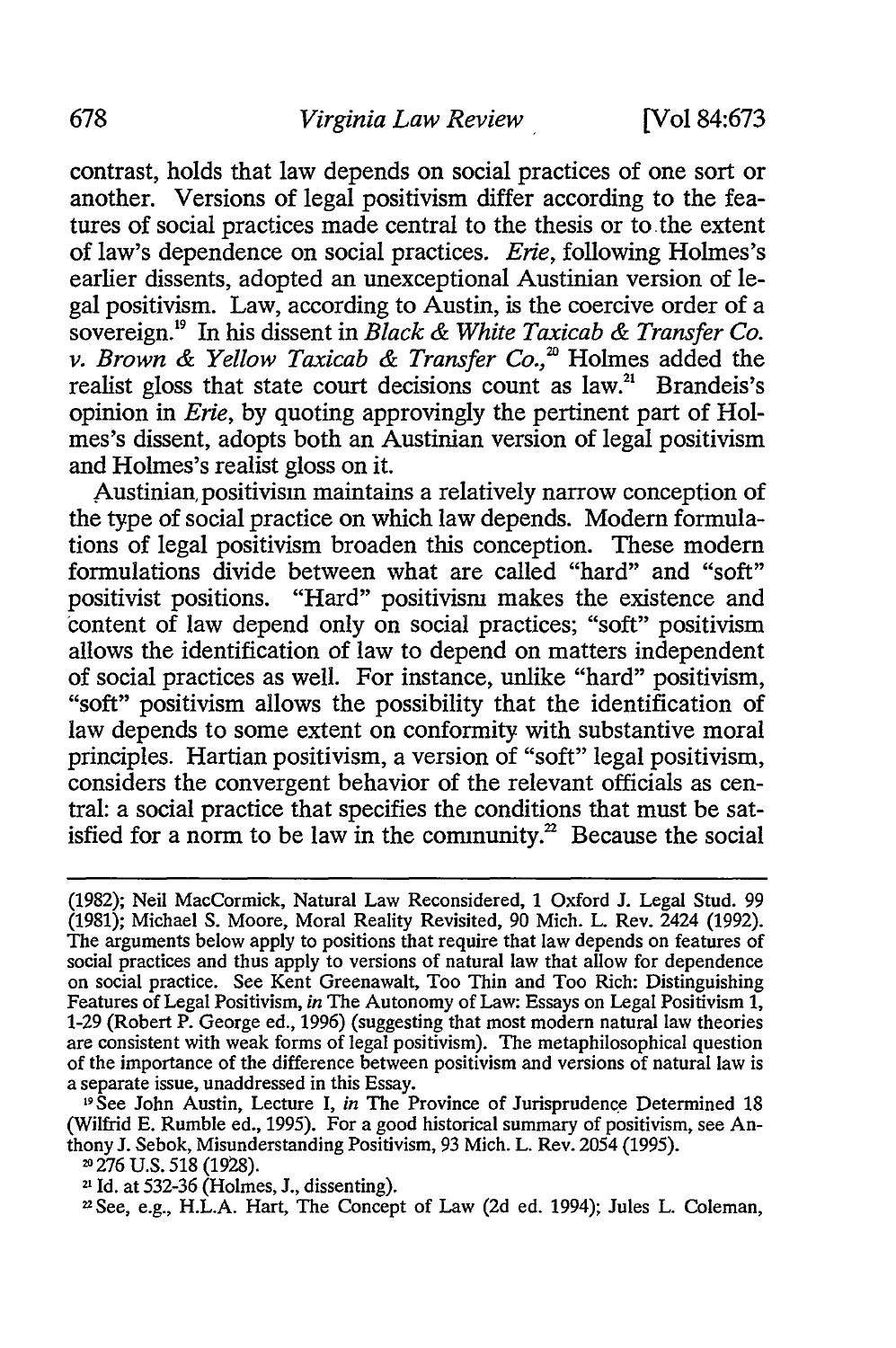contrast, holds that law depends on social practices of one sort or another. Versions of legal positivism differ according to the features of social practices made central to the thesis or to the extent of law's dependence on social practices. *Erie*, following Holmes's earlier dissents, adopted an unexceptional Austinian version of legal positivism. Law, according to Austin, is the coercive order of a sovereign.[19] In his dissent in *Black & White Taxicab & Transfer Co. v. Brown & Yellow Taxicab & Transfer Co.*,[20] Holmes added the realist gloss that state court decisions count as law.[21] Brandeis's opinion in *Erie*, by quoting approvingly the pertinent part of Holmes's dissent, adopts both an Austinian version of legal positivism and Holmes's realist gloss on it.

Austinian positivism maintains a relatively narrow conception of the type of social practice on which law depends. Modern formulations of legal positivism broaden this conception. These modern formulations divide between what are called "hard" and "soft" positivist positions. "Hard" positivism makes the existence and content of law depend only on social practices; "soft" positivism allows the identification of law to depend on matters independent of social practices as well. For instance, unlike "hard" positivism, "soft" positivism allows the possibility that the identification of law depends to some extent on conformity with substantive moral principles. Hartian positivism, a version of "soft" legal positivism, considers the convergent behavior of the relevant officials as central: a social practice that specifies the conditions that must be satisfied for a norm to be law in the community.[22] Because the social

---

(1982); Neil MacCormick, Natural Law Reconsidered, 1 Oxford J. Legal Stud. 99 (1981); Michael S. Moore, Moral Reality Revisited, 90 Mich. L. Rev. 2424 (1992). The arguments below apply to positions that require that law depends on features of social practices and thus apply to versions of natural law that allow for dependence on social practice. See Kent Greenawalt, Too Thin and Too Rich: Distinguishing Features of Legal Positivism, *in* The Autonomy of Law: Essays on Legal Positivism 1, 1-29 (Robert P. George ed., 1996) (suggesting that most modern natural law theories are consistent with weak forms of legal positivism). The metaphilosophical question of the importance of the difference between positivism and versions of natural law is a separate issue, unaddressed in this Essay.

[19] See John Austin, Lecture I, *in* The Province of Jurisprudence Determined 18 (Wilfrid E. Rumble ed., 1995). For a good historical summary of positivism, see Anthony J. Sebok, Misunderstanding Positivism, 93 Mich. L. Rev. 2054 (1995).

[20] 276 U.S. 518 (1928).

[21] Id. at 532-36 (Holmes, J., dissenting).

[22] See, e.g., H.L.A. Hart, The Concept of Law (2d ed. 1994); Jules L. Coleman,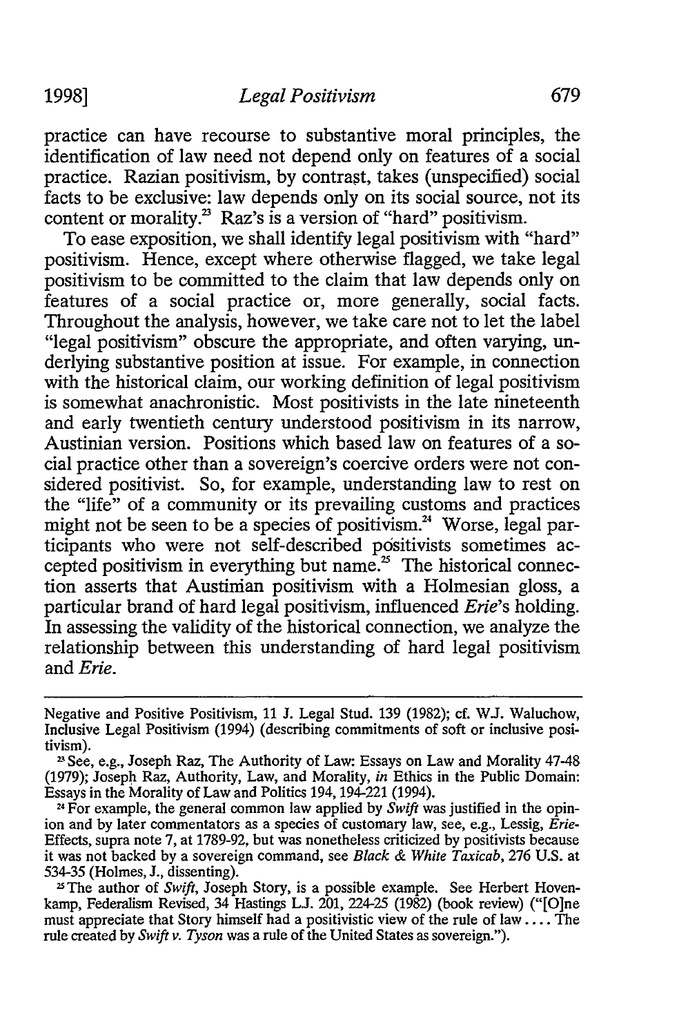practice can have recourse to substantive moral principles, the identification of law need not depend only on features of a social practice. Razian positivism, by contrast, takes (unspecified) social facts to be exclusive: law depends only on its social source, not its content or morality.[23] Raz's is a version of "hard" positivism.

To ease exposition, we shall identify legal positivism with "hard" positivism. Hence, except where otherwise flagged, we take legal positivism to be committed to the claim that law depends only on features of a social practice or, more generally, social facts. Throughout the analysis, however, we take care not to let the label "legal positivism" obscure the appropriate, and often varying, underlying substantive position at issue. For example, in connection with the historical claim, our working definition of legal positivism is somewhat anachronistic. Most positivists in the late nineteenth and early twentieth century understood positivism in its narrow, Austinian version. Positions which based law on features of a social practice other than a sovereign's coercive orders were not considered positivist. So, for example, understanding law to rest on the "life" of a community or its prevailing customs and practices might not be seen to be a species of positivism.[24] Worse, legal participants who were not self-described positivists sometimes accepted positivism in everything but name.[25] The historical connection asserts that Austinian positivism with a Holmesian gloss, a particular brand of hard legal positivism, influenced *Erie*'s holding. In assessing the validity of the historical connection, we analyze the relationship between this understanding of hard legal positivism and *Erie*.

---

Negative and Positive Positivism, 11 J. Legal Stud. 139 (1982); cf. W.J. Waluchow, Inclusive Legal Positivism (1994) (describing commitments of soft or inclusive positivism).

[23] See, e.g., Joseph Raz, The Authority of Law: Essays on Law and Morality 47-48 (1979); Joseph Raz, Authority, Law, and Morality, *in* Ethics in the Public Domain: Essays in the Morality of Law and Politics 194, 194-221 (1994).

[24] For example, the general common law applied by *Swift* was justified in the opinion and by later commentators as a species of customary law, see, e.g., Lessig, *Erie*-Effects, supra note 7, at 1789-92, but was nonetheless criticized by positivists because it was not backed by a sovereign command, see *Black & White Taxicab*, 276 U.S. at 534-35 (Holmes, J., dissenting).

[25] The author of *Swift*, Joseph Story, is a possible example. See Herbert Hovenkamp, Federalism Revised, 34 Hastings L.J. 201, 224-25 (1982) (book review) ("[O]ne must appreciate that Story himself had a positivistic view of the rule of law.... The rule created by *Swift v. Tyson* was a rule of the United States as sovereign.").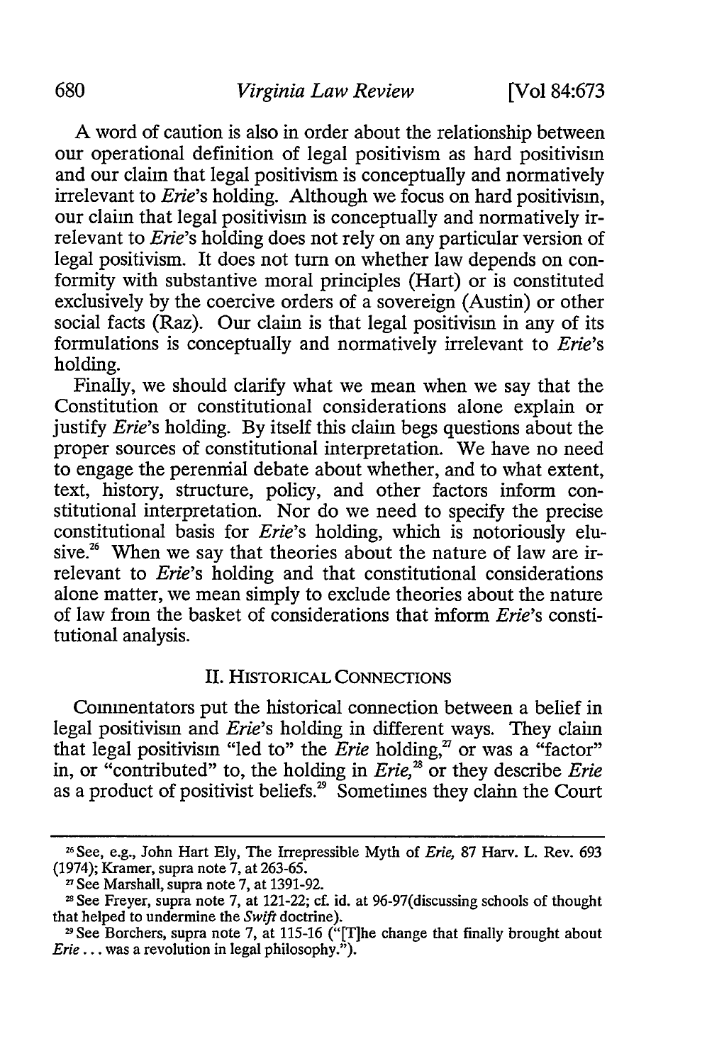A word of caution is also in order about the relationship between our operational definition of legal positivism as hard positivism and our claim that legal positivism is conceptually and normatively irrelevant to *Erie*'s holding. Although we focus on hard positivism, our claim that legal positivism is conceptually and normatively irrelevant to *Erie*'s holding does not rely on any particular version of legal positivism. It does not turn on whether law depends on conformity with substantive moral principles (Hart) or is constituted exclusively by the coercive orders of a sovereign (Austin) or other social facts (Raz). Our claim is that legal positivism in any of its formulations is conceptually and normatively irrelevant to *Erie*'s holding.

Finally, we should clarify what we mean when we say that the Constitution or constitutional considerations alone explain or justify *Erie*'s holding. By itself this claim begs questions about the proper sources of constitutional interpretation. We have no need to engage the perennial debate about whether, and to what extent, text, history, structure, policy, and other factors inform constitutional interpretation. Nor do we need to specify the precise constitutional basis for *Erie*'s holding, which is notoriously elusive.[26] When we say that theories about the nature of law are irrelevant to *Erie*'s holding and that constitutional considerations alone matter, we mean simply to exclude theories about the nature of law from the basket of considerations that inform *Erie*'s constitutional analysis.

## II. HISTORICAL CONNECTIONS

Commentators put the historical connection between a belief in legal positivism and *Erie*'s holding in different ways. They claim that legal positivism "led to" the *Erie* holding,[27] or was a "factor" in, or "contributed" to, the holding in *Erie*,[28] or they describe *Erie* as a product of positivist beliefs.[29] Sometimes they claim the Court

---

[26] See, e.g., John Hart Ely, The Irrepressible Myth of *Erie*, 87 Harv. L. Rev. 693 (1974); Kramer, supra note 7, at 263-65.

[27] See Marshall, supra note 7, at 1391-92.

[28] See Freyer, supra note 7, at 121-22; cf. id. at 96-97(discussing schools of thought that helped to undermine the *Swift* doctrine).

[29] See Borchers, supra note 7, at 115-16 ("[T]he change that finally brought about *Erie* . . . was a revolution in legal philosophy.").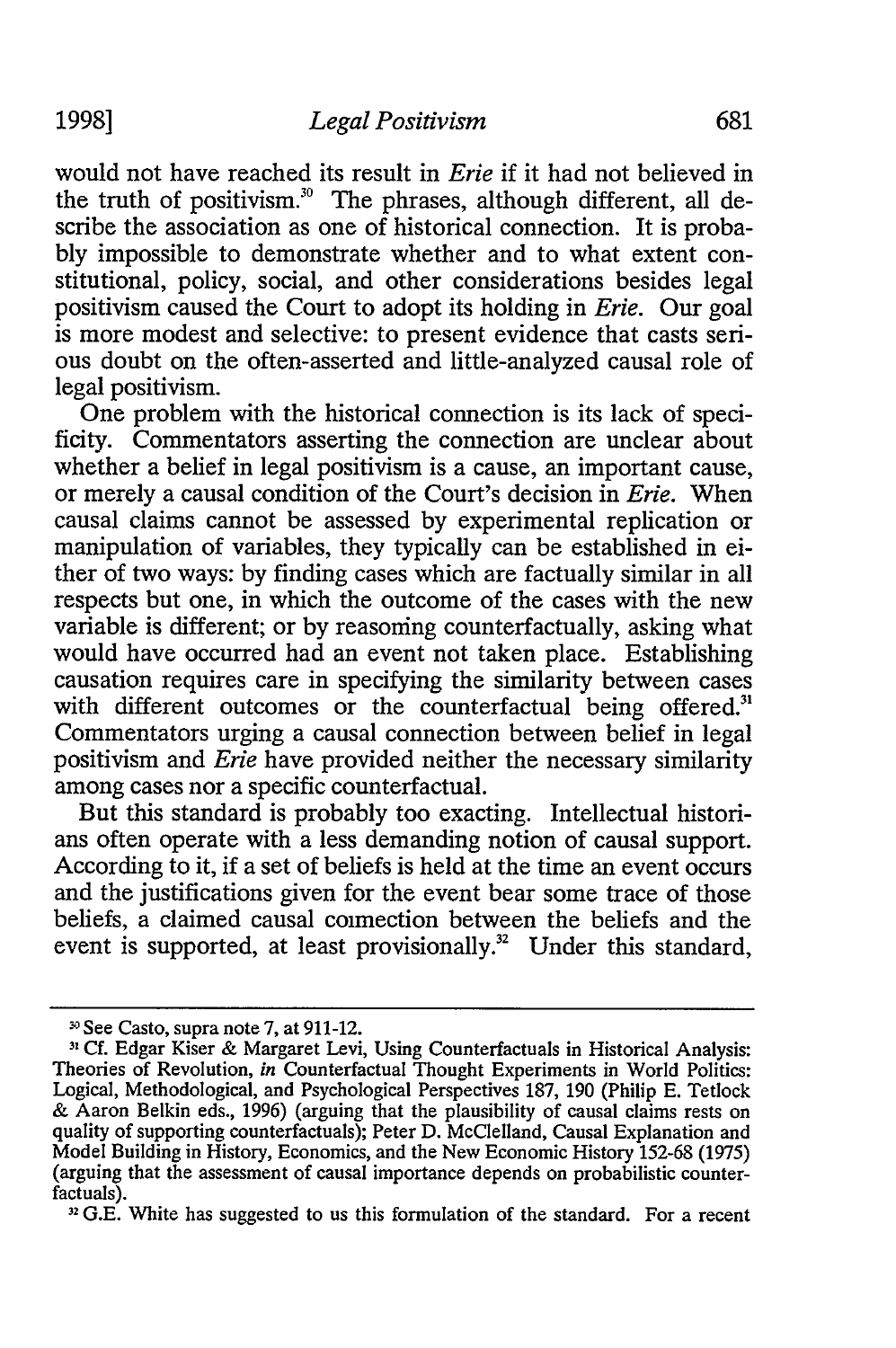would not have reached its result in *Erie* if it had not believed in the truth of positivism.[30] The phrases, although different, all describe the association as one of historical connection. It is probably impossible to demonstrate whether and to what extent constitutional, policy, social, and other considerations besides legal positivism caused the Court to adopt its holding in *Erie*. Our goal is more modest and selective: to present evidence that casts serious doubt on the often-asserted and little-analyzed causal role of legal positivism.

One problem with the historical connection is its lack of specificity. Commentators asserting the connection are unclear about whether a belief in legal positivism is a cause, an important cause, or merely a causal condition of the Court's decision in *Erie*. When causal claims cannot be assessed by experimental replication or manipulation of variables, they typically can be established in either of two ways: by finding cases which are factually similar in all respects but one, in which the outcome of the cases with the new variable is different; or by reasoning counterfactually, asking what would have occurred had an event not taken place. Establishing causation requires care in specifying the similarity between cases with different outcomes or the counterfactual being offered.[31] Commentators urging a causal connection between belief in legal positivism and *Erie* have provided neither the necessary similarity among cases nor a specific counterfactual.

But this standard is probably too exacting. Intellectual historians often operate with a less demanding notion of causal support. According to it, if a set of beliefs is held at the time an event occurs and the justifications given for the event bear some trace of those beliefs, a claimed causal connection between the beliefs and the event is supported, at least provisionally.[32] Under this standard,

---

[30] See Casto, supra note 7, at 911-12.

[31] Cf. Edgar Kiser & Margaret Levi, Using Counterfactuals in Historical Analysis: Theories of Revolution, *in* Counterfactual Thought Experiments in World Politics: Logical, Methodological, and Psychological Perspectives 187, 190 (Philip E. Tetlock & Aaron Belkin eds., 1996) (arguing that the plausibility of causal claims rests on quality of supporting counterfactuals); Peter D. McClelland, Causal Explanation and Model Building in History, Economics, and the New Economic History 152-68 (1975) (arguing that the assessment of causal importance depends on probabilistic counterfactuals).

[32] G.E. White has suggested to us this formulation of the standard. For a recent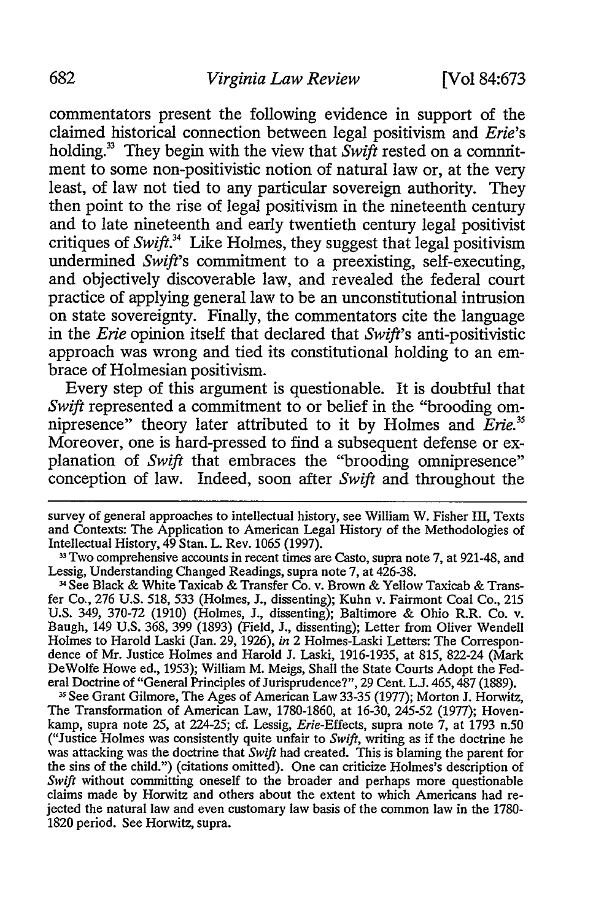commentators present the following evidence in support of the claimed historical connection between legal positivism and *Erie*'s holding.[33] They begin with the view that *Swift* rested on a commitment to some non-positivistic notion of natural law or, at the very least, of law not tied to any particular sovereign authority. They then point to the rise of legal positivism in the nineteenth century and to late nineteenth and early twentieth century legal positivist critiques of *Swift*.[34] Like Holmes, they suggest that legal positivism undermined *Swift*'s commitment to a preexisting, self-executing, and objectively discoverable law, and revealed the federal court practice of applying general law to be an unconstitutional intrusion on state sovereignty. Finally, the commentators cite the language in the *Erie* opinion itself that declared that *Swift*'s anti-positivistic approach was wrong and tied its constitutional holding to an embrace of Holmesian positivism.

Every step of this argument is questionable. It is doubtful that *Swift* represented a commitment to or belief in the "brooding omnipresence" theory later attributed to it by Holmes and *Erie*.[35] Moreover, one is hard-pressed to find a subsequent defense or explanation of *Swift* that embraces the "brooding omnipresence" conception of law. Indeed, soon after *Swift* and throughout the

---

survey of general approaches to intellectual history, see William W. Fisher III, Texts and Contexts: The Application to American Legal History of the Methodologies of Intellectual History, 49 Stan. L. Rev. 1065 (1997).

[33] Two comprehensive accounts in recent times are Casto, supra note 7, at 921-48, and Lessig, Understanding Changed Readings, supra note 7, at 426-38.

[34] See Black & White Taxicab & Transfer Co. v. Brown & Yellow Taxicab & Transfer Co., 276 U.S. 518, 533 (Holmes, J., dissenting); Kuhn v. Fairmont Coal Co., 215 U.S. 349, 370-72 (1910) (Holmes, J., dissenting); Baltimore & Ohio R.R. Co. v. Baugh, 149 U.S. 368, 399 (1893) (Field, J., dissenting); Letter from Oliver Wendell Holmes to Harold Laski (Jan. 29, 1926), *in* 2 Holmes-Laski Letters: The Correspondence of Mr. Justice Holmes and Harold J. Laski, 1916-1935, at 815, 822-24 (Mark DeWolfe Howe ed., 1953); William M. Meigs, Shall the State Courts Adopt the Federal Doctrine of "General Principles of Jurisprudence?", 29 Cent. L.J. 465, 487 (1889).

[35] See Grant Gilmore, The Ages of American Law 33-35 (1977); Morton J. Horwitz, The Transformation of American Law, 1780-1860, at 16-30, 245-52 (1977); Hovenkamp, supra note 25, at 224-25; cf. Lessig, *Erie*-Effects, supra note 7, at 1793 n.50 ("Justice Holmes was consistently quite unfair to *Swift*, writing as if the doctrine he was attacking was the doctrine that *Swift* had created. This is blaming the parent for the sins of the child.") (citations omitted). One can criticize Holmes's description of *Swift* without committing oneself to the broader and perhaps more questionable claims made by Horwitz and others about the extent to which Americans had rejected the natural law and even customary law basis of the common law in the 1780-1820 period. See Horwitz, supra.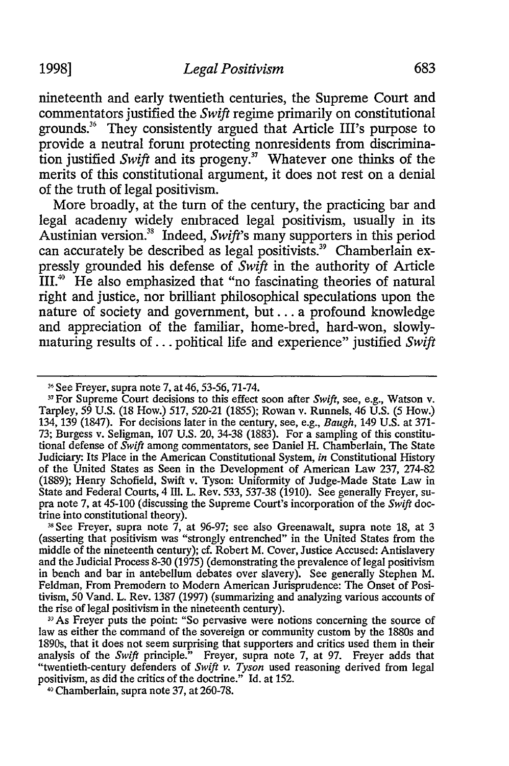nineteenth and early twentieth centuries, the Supreme Court and commentators justified the *Swift* regime primarily on constitutional grounds.[36] They consistently argued that Article III's purpose to provide a neutral forum protecting nonresidents from discrimination justified *Swift* and its progeny.[37] Whatever one thinks of the merits of this constitutional argument, it does not rest on a denial of the truth of legal positivism.

More broadly, at the turn of the century, the practicing bar and legal academy widely embraced legal positivism, usually in its Austinian version.[38] Indeed, *Swift*'s many supporters in this period can accurately be described as legal positivists.[39] Chamberlain expressly grounded his defense of *Swift* in the authority of Article III.[40] He also emphasized that "no fascinating theories of natural right and justice, nor brilliant philosophical speculations upon the nature of society and government, but . . . a profound knowledge and appreciation of the familiar, home-bred, hard-won, slowly-maturing results of . . . political life and experience" justified *Swift*

---

[36] See Freyer, supra note 7, at 46, 53-56, 71-74.

[37] For Supreme Court decisions to this effect soon after *Swift*, see, e.g., Watson v. Tarpley, 59 U.S. (18 How.) 517, 520-21 (1855); Rowan v. Runnels, 46 U.S. (5 How.) 134, 139 (1847). For decisions later in the century, see, e.g., *Baugh*, 149 U.S. at 371-73; Burgess v. Seligman, 107 U.S. 20, 34-38 (1883). For a sampling of this constitutional defense of *Swift* among commentators, see Daniel H. Chamberlain, The State Judiciary: Its Place in the American Constitutional System, *in* Constitutional History of the United States as Seen in the Development of American Law 237, 274-82 (1889); Henry Schofield, Swift v. Tyson: Uniformity of Judge-Made State Law in State and Federal Courts, 4 Ill. L. Rev. 533, 537-38 (1910). See generally Freyer, supra note 7, at 45-100 (discussing the Supreme Court's incorporation of the *Swift* doctrine into constitutional theory).

[38] See Freyer, supra note 7, at 96-97; see also Greenawalt, supra note 18, at 3 (asserting that positivism was "strongly entrenched" in the United States from the middle of the nineteenth century); cf. Robert M. Cover, Justice Accused: Antislavery and the Judicial Process 8-30 (1975) (demonstrating the prevalence of legal positivism in bench and bar in antebellum debates over slavery). See generally Stephen M. Feldman, From Premodern to Modern American Jurisprudence: The Onset of Positivism, 50 Vand. L. Rev. 1387 (1997) (summarizing and analyzing various accounts of the rise of legal positivism in the nineteenth century).

[39] As Freyer puts the point: "So pervasive were notions concerning the source of law as either the command of the sovereign or community custom by the 1880s and 1890s, that it does not seem surprising that supporters and critics used them in their analysis of the *Swift* principle." Freyer, supra note 7, at 97. Freyer adds that "twentieth-century defenders of *Swift v. Tyson* used reasoning derived from legal positivism, as did the critics of the doctrine." Id. at 152.

[40] Chamberlain, supra note 37, at 260-78.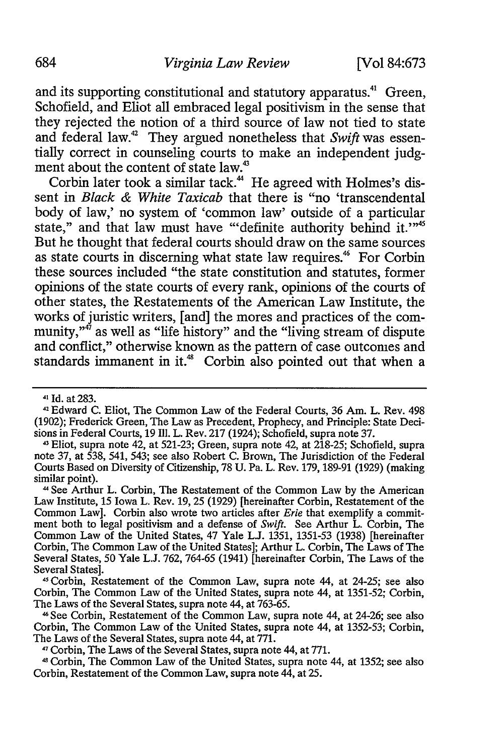and its supporting constitutional and statutory apparatus.[41] Green, Schofield, and Eliot all embraced legal positivism in the sense that they rejected the notion of a third source of law not tied to state and federal law.[42] They argued nonetheless that *Swift* was essentially correct in counseling courts to make an independent judgment about the content of state law.[43]

Corbin later took a similar tack.[44] He agreed with Holmes's dissent in *Black & White Taxicab* that there is "no 'transcendental body of law,' no system of 'common law' outside of a particular state," and that law must have "'definite authority behind it.'"[45] But he thought that federal courts should draw on the same sources as state courts in discerning what state law requires.[46] For Corbin these sources included "the state constitution and statutes, former opinions of the state courts of every rank, opinions of the courts of other states, the Restatements of the American Law Institute, the works of juristic writers, [and] the mores and practices of the community,"[47] as well as "life history" and the "living stream of dispute and conflict," otherwise known as the pattern of case outcomes and standards immanent in it.[48] Corbin also pointed out that when a

---

[41] Id. at 283.

[42] Edward C. Eliot, The Common Law of the Federal Courts, 36 Am. L. Rev. 498 (1902); Frederick Green, The Law as Precedent, Prophecy, and Principle: State Decisions in Federal Courts, 19 Ill. L. Rev. 217 (1924); Schofield, supra note 37.

[43] Eliot, supra note 42, at 521-23; Green, supra note 42, at 218-25; Schofield, supra note 37, at 538, 541, 543; see also Robert C. Brown, The Jurisdiction of the Federal Courts Based on Diversity of Citizenship, 78 U. Pa. L. Rev. 179, 189-91 (1929) (making similar point).

[44] See Arthur L. Corbin, The Restatement of the Common Law by the American Law Institute, 15 Iowa L. Rev. 19, 25 (1929) [hereinafter Corbin, Restatement of the Common Law]. Corbin also wrote two articles after *Erie* that exemplify a commitment both to legal positivism and a defense of *Swift*. See Arthur L. Corbin, The Common Law of the United States, 47 Yale L.J. 1351, 1351-53 (1938) [hereinafter Corbin, The Common Law of the United States]; Arthur L. Corbin, The Laws of The Several States, 50 Yale L.J. 762, 764-65 (1941) [hereinafter Corbin, The Laws of the Several States].

[45] Corbin, Restatement of the Common Law, supra note 44, at 24-25; see also Corbin, The Common Law of the United States, supra note 44, at 1351-52; Corbin, The Laws of the Several States, supra note 44, at 763-65.

[46] See Corbin, Restatement of the Common Law, supra note 44, at 24-26; see also Corbin, The Common Law of the United States, supra note 44, at 1352-53; Corbin, The Laws of the Several States, supra note 44, at 771.

[47] Corbin, The Laws of the Several States, supra note 44, at 771.

[48] Corbin, The Common Law of the United States, supra note 44, at 1352; see also Corbin, Restatement of the Common Law, supra note 44, at 25.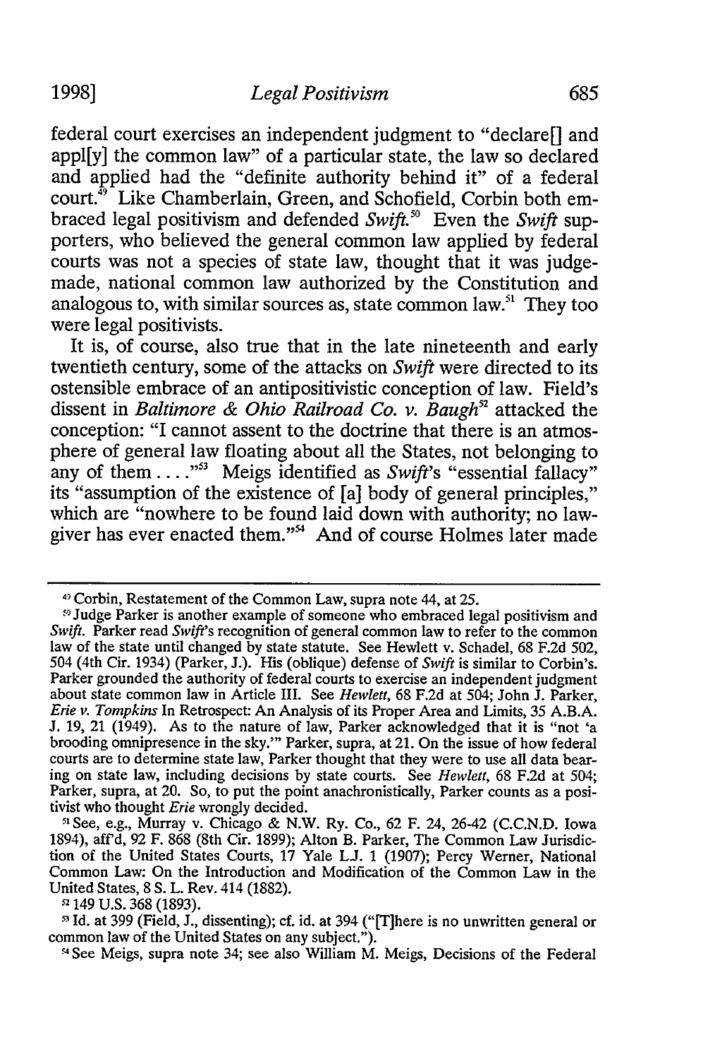federal court exercises an independent judgment to "declare[] and appl[y] the common law" of a particular state, the law so declared and applied had the "definite authority behind it" of a federal court.[49] Like Chamberlain, Green, and Schofield, Corbin both embraced legal positivism and defended *Swift*.[50] Even the *Swift* supporters, who believed the general common law applied by federal courts was not a species of state law, thought that it was judge-made, national common law authorized by the Constitution and analogous to, with similar sources as, state common law.[51] They too were legal positivists.

It is, of course, also true that in the late nineteenth and early twentieth century, some of the attacks on *Swift* were directed to its ostensible embrace of an antipositivistic conception of law. Field's dissent in *Baltimore & Ohio Railroad Co. v. Baugh*[52] attacked the conception: "I cannot assent to the doctrine that there is an atmosphere of general law floating about all the States, not belonging to any of them . . . ."[53] Meigs identified as *Swift*'s "essential fallacy" its "assumption of the existence of [a] body of general principles," which are "nowhere to be found laid down with authority; no lawgiver has ever enacted them."[54] And of course Holmes later made

---

[49] Corbin, Restatement of the Common Law, supra note 44, at 25.

[50] Judge Parker is another example of someone who embraced legal positivism and *Swift*. Parker read *Swift*'s recognition of general common law to refer to the common law of the state until changed by state statute. See Hewlett v. Schadel, 68 F.2d 502, 504 (4th Cir. 1934) (Parker, J.). His (oblique) defense of *Swift* is similar to Corbin's. Parker grounded the authority of federal courts to exercise an independent judgment about state common law in Article III. See *Hewlett*, 68 F.2d at 504; John J. Parker, *Erie v. Tompkins* In Retrospect: An Analysis of its Proper Area and Limits, 35 A.B.A. J. 19, 21 (1949). As to the nature of law, Parker acknowledged that it is "not 'a brooding omnipresence in the sky.'" Parker, supra, at 21. On the issue of how federal courts are to determine state law, Parker thought that they were to use all data bearing on state law, including decisions by state courts. See *Hewlett*, 68 F.2d at 504; Parker, supra, at 20. So, to put the point anachronistically, Parker counts as a positivist who thought *Erie* wrongly decided.

[51] See, e.g., Murray v. Chicago & N.W. Ry. Co., 62 F. 24, 26-42 (C.C.N.D. Iowa 1894), aff'd, 92 F. 868 (8th Cir. 1899); Alton B. Parker, The Common Law Jurisdiction of the United States Courts, 17 Yale L.J. 1 (1907); Percy Werner, National Common Law: On the Introduction and Modification of the Common Law in the United States, 8 S. L. Rev. 414 (1882).

[52] 149 U.S. 368 (1893).

[53] Id. at 399 (Field, J., dissenting); cf. id. at 394 ("[T]here is no unwritten general or common law of the United States on any subject.").

[54] See Meigs, supra note 34; see also William M. Meigs, Decisions of the Federal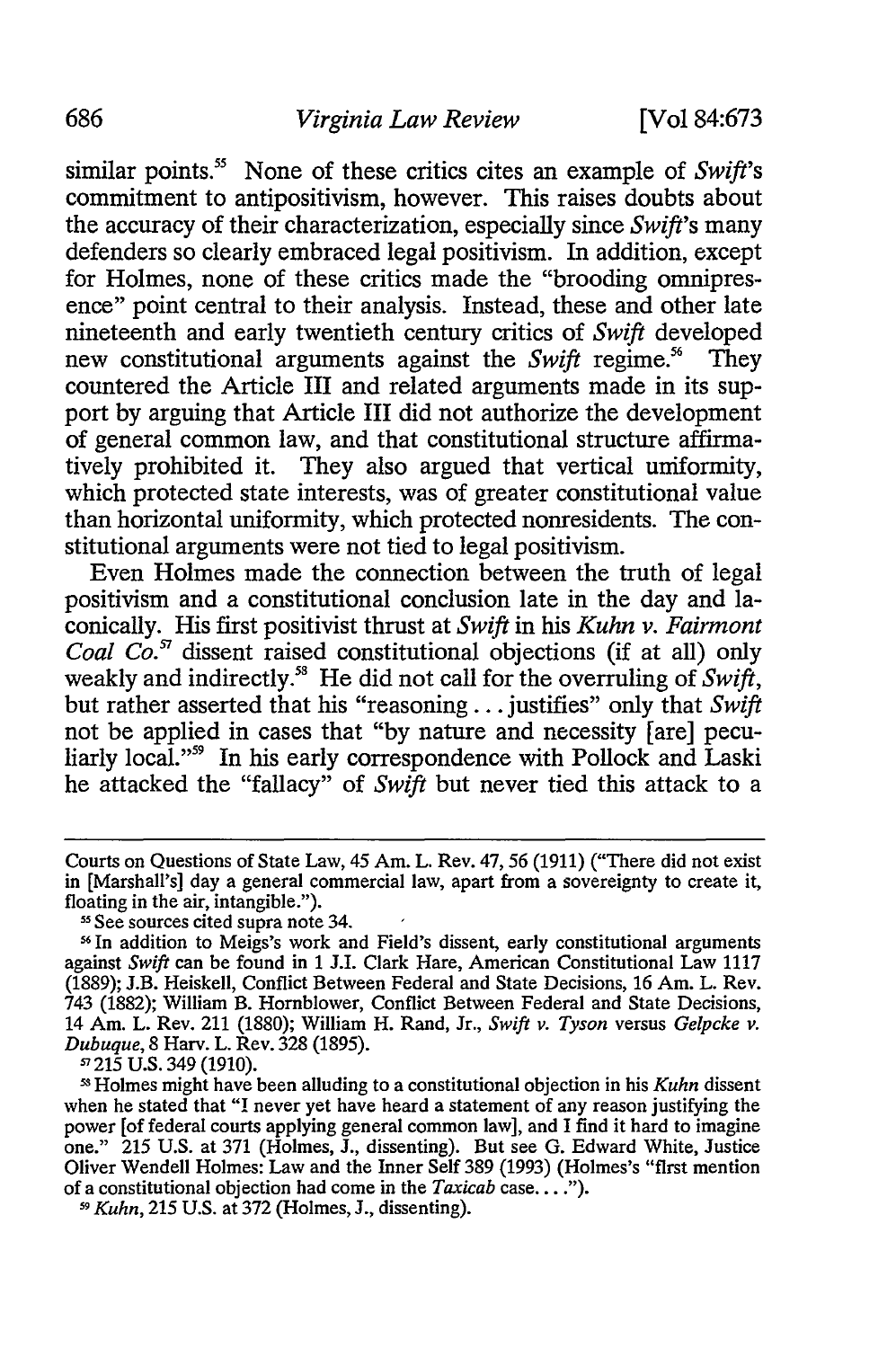similar points.[55] None of these critics cites an example of *Swift*'s commitment to antipositivism, however. This raises doubts about the accuracy of their characterization, especially since *Swift*'s many defenders so clearly embraced legal positivism. In addition, except for Holmes, none of these critics made the "brooding omnipresence" point central to their analysis. Instead, these and other late nineteenth and early twentieth century critics of *Swift* developed new constitutional arguments against the *Swift* regime.[56] They countered the Article III and related arguments made in its support by arguing that Article III did not authorize the development of general common law, and that constitutional structure affirmatively prohibited it. They also argued that vertical uniformity, which protected state interests, was of greater constitutional value than horizontal uniformity, which protected nonresidents. The constitutional arguments were not tied to legal positivism.

Even Holmes made the connection between the truth of legal positivism and a constitutional conclusion late in the day and laconically. His first positivist thrust at *Swift* in his *Kuhn v. Fairmont Coal Co.*[57] dissent raised constitutional objections (if at all) only weakly and indirectly.[58] He did not call for the overruling of *Swift*, but rather asserted that his "reasoning . . . justifies" only that *Swift* not be applied in cases that "by nature and necessity [are] peculiarly local."[59] In his early correspondence with Pollock and Laski he attacked the "fallacy" of *Swift* but never tied this attack to a

---

Courts on Questions of State Law, 45 Am. L. Rev. 47, 56 (1911) ("There did not exist in [Marshall's] day a general commercial law, apart from a sovereignty to create it, floating in the air, intangible.").

[55] See sources cited supra note 34.

[56] In addition to Meigs's work and Field's dissent, early constitutional arguments against *Swift* can be found in 1 J.I. Clark Hare, American Constitutional Law 1117 (1889); J.B. Heiskell, Conflict Between Federal and State Decisions, 16 Am. L. Rev. 743 (1882); William B. Hornblower, Conflict Between Federal and State Decisions, 14 Am. L. Rev. 211 (1880); William H. Rand, Jr., *Swift v. Tyson* versus *Gelpcke v. Dubuque*, 8 Harv. L. Rev. 328 (1895).

[57] 215 U.S. 349 (1910).

[58] Holmes might have been alluding to a constitutional objection in his *Kuhn* dissent when he stated that "I never yet have heard a statement of any reason justifying the power [of federal courts applying general common law], and I find it hard to imagine one." 215 U.S. at 371 (Holmes, J., dissenting). But see G. Edward White, Justice Oliver Wendell Holmes: Law and the Inner Self 389 (1993) (Holmes's "first mention of a constitutional objection had come in the *Taxicab* case. . . .").

[59] *Kuhn*, 215 U.S. at 372 (Holmes, J., dissenting).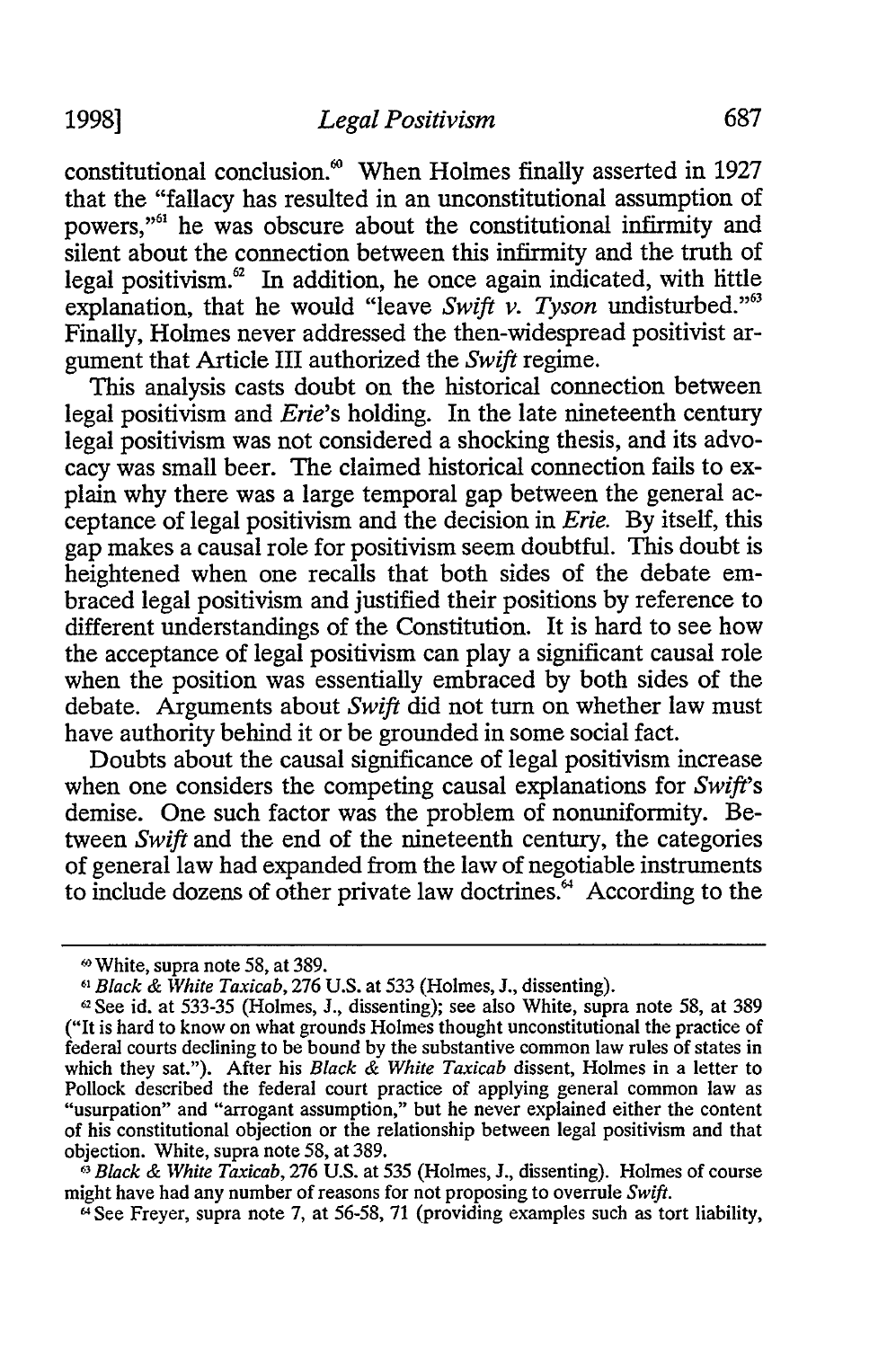constitutional conclusion.[60] When Holmes finally asserted in 1927 that the "fallacy has resulted in an unconstitutional assumption of powers,"[61] he was obscure about the constitutional infirmity and silent about the connection between this infirmity and the truth of legal positivism.[62] In addition, he once again indicated, with little explanation, that he would "leave *Swift v. Tyson* undisturbed."[63] Finally, Holmes never addressed the then-widespread positivist argument that Article III authorized the *Swift* regime.

This analysis casts doubt on the historical connection between legal positivism and *Erie*'s holding. In the late nineteenth century legal positivism was not considered a shocking thesis, and its advocacy was small beer. The claimed historical connection fails to explain why there was a large temporal gap between the general acceptance of legal positivism and the decision in *Erie*. By itself, this gap makes a causal role for positivism seem doubtful. This doubt is heightened when one recalls that both sides of the debate embraced legal positivism and justified their positions by reference to different understandings of the Constitution. It is hard to see how the acceptance of legal positivism can play a significant causal role when the position was essentially embraced by both sides of the debate. Arguments about *Swift* did not turn on whether law must have authority behind it or be grounded in some social fact.

Doubts about the causal significance of legal positivism increase when one considers the competing causal explanations for *Swift*'s demise. One such factor was the problem of nonuniformity. Between *Swift* and the end of the nineteenth century, the categories of general law had expanded from the law of negotiable instruments to include dozens of other private law doctrines.[64] According to the

---

[60] White, supra note 58, at 389.

[61] *Black & White Taxicab*, 276 U.S. at 533 (Holmes, J., dissenting).

[62] See id. at 533-35 (Holmes, J., dissenting); see also White, supra note 58, at 389 ("It is hard to know on what grounds Holmes thought unconstitutional the practice of federal courts declining to be bound by the substantive common law rules of states in which they sat."). After his *Black & White Taxicab* dissent, Holmes in a letter to Pollock described the federal court practice of applying general common law as "usurpation" and "arrogant assumption," but he never explained either the content of his constitutional objection or the relationship between legal positivism and that objection. White, supra note 58, at 389.

[63] *Black & White Taxicab*, 276 U.S. at 535 (Holmes, J., dissenting). Holmes of course might have had any number of reasons for not proposing to overrule *Swift*.

[64] See Freyer, supra note 7, at 56-58, 71 (providing examples such as tort liability,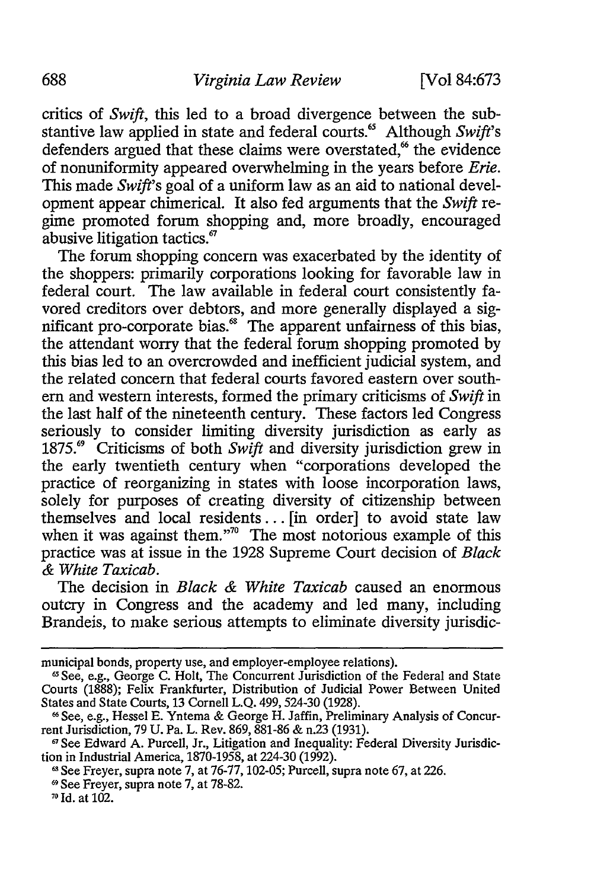critics of *Swift*, this led to a broad divergence between the substantive law applied in state and federal courts.[65] Although *Swift*'s defenders argued that these claims were overstated,[66] the evidence of nonuniformity appeared overwhelming in the years before *Erie*. This made *Swift*'s goal of a uniform law as an aid to national development appear chimerical. It also fed arguments that the *Swift* regime promoted forum shopping and, more broadly, encouraged abusive litigation tactics.[67]

The forum shopping concern was exacerbated by the identity of the shoppers: primarily corporations looking for favorable law in federal court. The law available in federal court consistently favored creditors over debtors, and more generally displayed a significant pro-corporate bias.[68] The apparent unfairness of this bias, the attendant worry that the federal forum shopping promoted by this bias led to an overcrowded and inefficient judicial system, and the related concern that federal courts favored eastern over southern and western interests, formed the primary criticisms of *Swift* in the last half of the nineteenth century. These factors led Congress seriously to consider limiting diversity jurisdiction as early as 1875.[69] Criticisms of both *Swift* and diversity jurisdiction grew in the early twentieth century when "corporations developed the practice of reorganizing in states with loose incorporation laws, solely for purposes of creating diversity of citizenship between themselves and local residents... [in order] to avoid state law when it was against them."[70] The most notorious example of this practice was at issue in the 1928 Supreme Court decision of *Black & White Taxicab*.

The decision in *Black & White Taxicab* caused an enormous outcry in Congress and the academy and led many, including Brandeis, to make serious attempts to eliminate diversity jurisdic-

---

municipal bonds, property use, and employer-employee relations).

[65] See, e.g., George C. Holt, The Concurrent Jurisdiction of the Federal and State Courts (1888); Felix Frankfurter, Distribution of Judicial Power Between United States and State Courts, 13 Cornell L.Q. 499, 524-30 (1928).

[66] See, e.g., Hessel E. Yntema & George H. Jaffin, Preliminary Analysis of Concurrent Jurisdiction, 79 U. Pa. L. Rev. 869, 881-86 & n.23 (1931).

[67] See Edward A. Purcell, Jr., Litigation and Inequality: Federal Diversity Jurisdiction in Industrial America, 1870-1958, at 224-30 (1992).

[68] See Freyer, supra note 7, at 76-77, 102-05; Purcell, supra note 67, at 226.

[69] See Freyer, supra note 7, at 78-82.

[70] Id. at 102.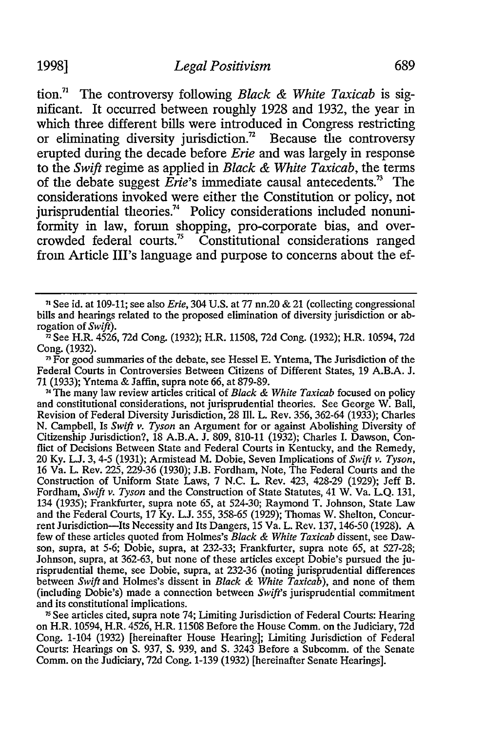tion.[71] The controversy following *Black & White Taxicab* is significant. It occurred between roughly 1928 and 1932, the year in which three different bills were introduced in Congress restricting or eliminating diversity jurisdiction.[72] Because the controversy erupted during the decade before *Erie* and was largely in response to the *Swift* regime as applied in *Black & White Taxicab*, the terms of the debate suggest *Erie*'s immediate causal antecedents.[73] The considerations invoked were either the Constitution or policy, not jurisprudential theories.[74] Policy considerations included nonuniformity in law, forum shopping, pro-corporate bias, and overcrowded federal courts.[75] Constitutional considerations ranged from Article III's language and purpose to concerns about the ef-

---

[71] See id. at 109-11; see also *Erie*, 304 U.S. at 77 nn.20 & 21 (collecting congressional bills and hearings related to the proposed elimination of diversity jurisdiction or abrogation of *Swift*).

[72] See H.R. 4526, 72d Cong. (1932); H.R. 11508, 72d Cong. (1932); H.R. 10594, 72d Cong. (1932).

[73] For good summaries of the debate, see Hessel E. Yntema, The Jurisdiction of the Federal Courts in Controversies Between Citizens of Different States, 19 A.B.A. J. 71 (1933); Yntema & Jaffin, supra note 66, at 879-89.

[74] The many law review articles critical of *Black & White Taxicab* focused on policy and constitutional considerations, not jurisprudential theories. See George W. Ball, Revision of Federal Diversity Jurisdiction, 28 Ill. L. Rev. 356, 362-64 (1933); Charles N. Campbell, Is *Swift v. Tyson* an Argument for or against Abolishing Diversity of Citizenship Jurisdiction?, 18 A.B.A. J. 809, 810-11 (1932); Charles I. Dawson, Conflict of Decisions Between State and Federal Courts in Kentucky, and the Remedy, 20 Ky. L.J. 3, 4-5 (1931); Armistead M. Dobie, Seven Implications of *Swift v. Tyson*, 16 Va. L. Rev. 225, 229-36 (1930); J.B. Fordham, Note, The Federal Courts and the Construction of Uniform State Laws, 7 N.C. L. Rev. 423, 428-29 (1929); Jeff B. Fordham, *Swift v. Tyson* and the Construction of State Statutes, 41 W. Va. L.Q. 131, 134 (1935); Frankfurter, supra note 65, at 524-30; Raymond T. Johnson, State Law and the Federal Courts, 17 Ky. L.J. 355, 358-65 (1929); Thomas W. Shelton, Concurrent Jurisdiction—Its Necessity and Its Dangers, 15 Va. L. Rev. 137, 146-50 (1928). A few of these articles quoted from Holmes's *Black & White Taxicab* dissent, see Dawson, supra, at 5-6; Dobie, supra, at 232-33; Frankfurter, supra note 65, at 527-28; Johnson, supra, at 362-63, but none of these articles except Dobie's pursued the jurisprudential theme, see Dobie, supra, at 232-36 (noting jurisprudential differences between *Swift* and Holmes's dissent in *Black & White Taxicab*), and none of them (including Dobie's) made a connection between *Swift*'s jurisprudential commitment and its constitutional implications.

[75] See articles cited, supra note 74; Limiting Jurisdiction of Federal Courts: Hearing on H.R. 10594, H.R. 4526, H.R. 11508 Before the House Comm. on the Judiciary, 72d Cong. 1-104 (1932) [hereinafter House Hearing]; Limiting Jurisdiction of Federal Courts: Hearings on S. 937, S. 939, and S. 3243 Before a Subcomm. of the Senate Comm. on the Judiciary, 72d Cong. 1-139 (1932) [hereinafter Senate Hearings].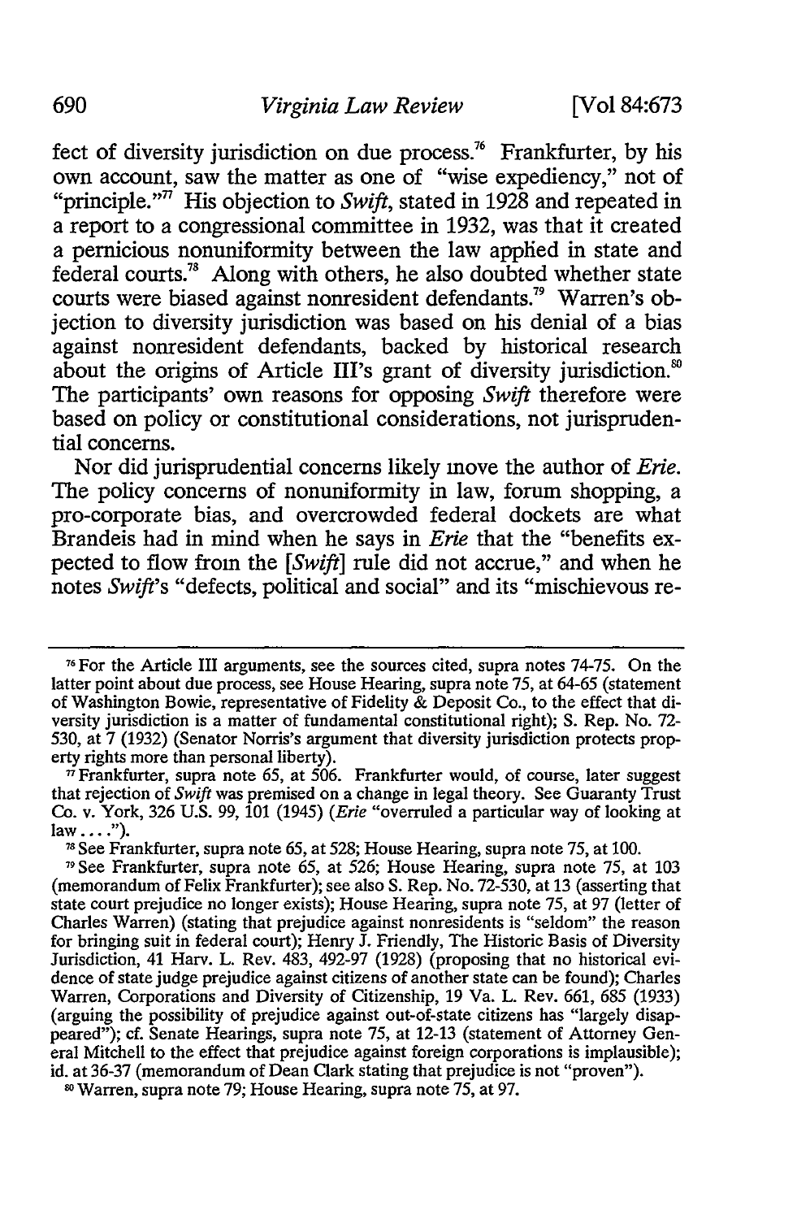fect of diversity jurisdiction on due process.[76] Frankfurter, by his own account, saw the matter as one of "wise expediency," not of "principle."[77] His objection to *Swift*, stated in 1928 and repeated in a report to a congressional committee in 1932, was that it created a pernicious nonuniformity between the law applied in state and federal courts.[78] Along with others, he also doubted whether state courts were biased against nonresident defendants.[79] Warren's objection to diversity jurisdiction was based on his denial of a bias against nonresident defendants, backed by historical research about the origins of Article III's grant of diversity jurisdiction.[80] The participants' own reasons for opposing *Swift* therefore were based on policy or constitutional considerations, not jurisprudential concerns.

Nor did jurisprudential concerns likely move the author of *Erie*. The policy concerns of nonuniformity in law, forum shopping, a pro-corporate bias, and overcrowded federal dockets are what Brandeis had in mind when he says in *Erie* that the "benefits expected to flow from the [*Swift*] rule did not accrue," and when he notes *Swift*'s "defects, political and social" and its "mischievous re-

---

[76] For the Article III arguments, see the sources cited, supra notes 74-75. On the latter point about due process, see House Hearing, supra note 75, at 64-65 (statement of Washington Bowie, representative of Fidelity & Deposit Co., to the effect that diversity jurisdiction is a matter of fundamental constitutional right); S. Rep. No. 72-530, at 7 (1932) (Senator Norris's argument that diversity jurisdiction protects property rights more than personal liberty).

[77] Frankfurter, supra note 65, at 506. Frankfurter would, of course, later suggest that rejection of *Swift* was premised on a change in legal theory. See Guaranty Trust Co. v. York, 326 U.S. 99, 101 (1945) (*Erie* "overruled a particular way of looking at law . . . .").

[78] See Frankfurter, supra note 65, at 528; House Hearing, supra note 75, at 100.

[79] See Frankfurter, supra note 65, at 526; House Hearing, supra note 75, at 103 (memorandum of Felix Frankfurter); see also S. Rep. No. 72-530, at 13 (asserting that state court prejudice no longer exists); House Hearing, supra note 75, at 97 (letter of Charles Warren) (stating that prejudice against nonresidents is "seldom" the reason for bringing suit in federal court); Henry J. Friendly, The Historic Basis of Diversity Jurisdiction, 41 Harv. L. Rev. 483, 492-97 (1928) (proposing that no historical evidence of state judge prejudice against citizens of another state can be found); Charles Warren, Corporations and Diversity of Citizenship, 19 Va. L. Rev. 661, 685 (1933) (arguing the possibility of prejudice against out-of-state citizens has "largely disappeared"); cf. Senate Hearings, supra note 75, at 12-13 (statement of Attorney General Mitchell to the effect that prejudice against foreign corporations is implausible); id. at 36-37 (memorandum of Dean Clark stating that prejudice is not "proven").

[80] Warren, supra note 79; House Hearing, supra note 75, at 97.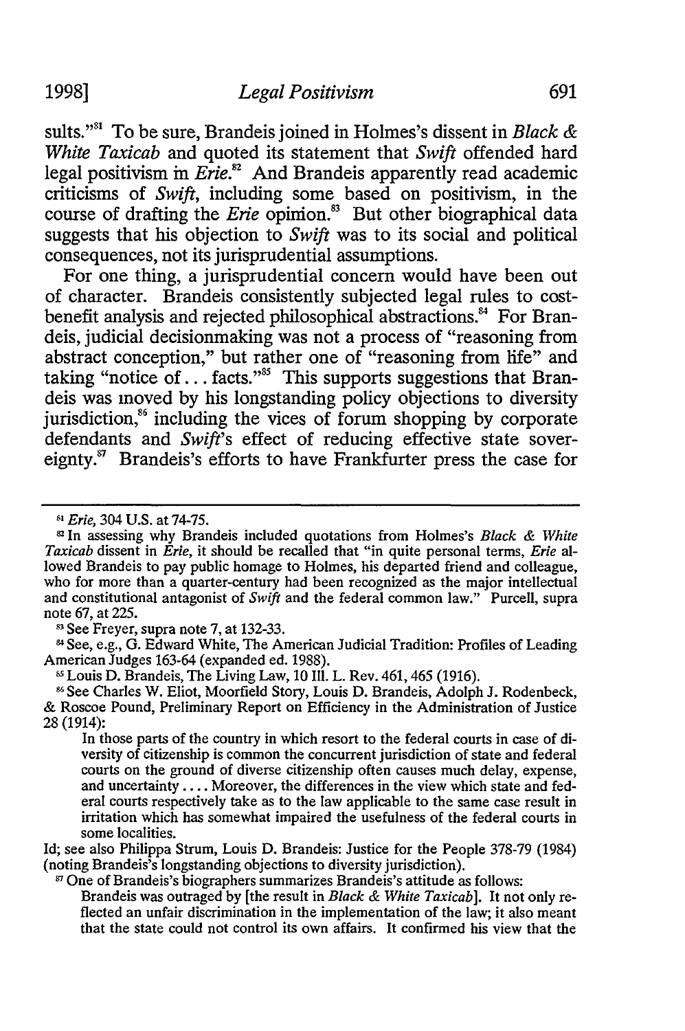sults."[81] To be sure, Brandeis joined in Holmes's dissent in *Black & White Taxicab* and quoted its statement that *Swift* offended hard legal positivism in *Erie*.[82] And Brandeis apparently read academic criticisms of *Swift*, including some based on positivism, in the course of drafting the *Erie* opinion.[83] But other biographical data suggests that his objection to *Swift* was to its social and political consequences, not its jurisprudential assumptions.

For one thing, a jurisprudential concern would have been out of character. Brandeis consistently subjected legal rules to cost-benefit analysis and rejected philosophical abstractions.[84] For Brandeis, judicial decisionmaking was not a process of "reasoning from abstract conception," but rather one of "reasoning from life" and taking "notice of... facts."[85] This supports suggestions that Brandeis was moved by his longstanding policy objections to diversity jurisdiction,[86] including the vices of forum shopping by corporate defendants and *Swift*'s effect of reducing effective state sovereignty.[87] Brandeis's efforts to have Frankfurter press the case for

---

[81] *Erie*, 304 U.S. at 74-75.

[82] In assessing why Brandeis included quotations from Holmes's *Black & White Taxicab* dissent in *Erie*, it should be recalled that "in quite personal terms, *Erie* allowed Brandeis to pay public homage to Holmes, his departed friend and colleague, who for more than a quarter-century had been recognized as the major intellectual and constitutional antagonist of *Swift* and the federal common law." Purcell, supra note 67, at 225.

[83] See Freyer, supra note 7, at 132-33.

[84] See, e.g., G. Edward White, The American Judicial Tradition: Profiles of Leading American Judges 163-64 (expanded ed. 1988).

[85] Louis D. Brandeis, The Living Law, 10 Ill. L. Rev. 461, 465 (1916).

[86] See Charles W. Eliot, Moorfield Story, Louis D. Brandeis, Adolph J. Rodenbeck, & Roscoe Pound, Preliminary Report on Efficiency in the Administration of Justice 28 (1914):

> In those parts of the country in which resort to the federal courts in case of diversity of citizenship is common the concurrent jurisdiction of state and federal courts on the ground of diverse citizenship often causes much delay, expense, and uncertainty.... Moreover, the differences in the view which state and federal courts respectively take as to the law applicable to the same case result in irritation which has somewhat impaired the usefulness of the federal courts in some localities.

Id; see also Philippa Strum, Louis D. Brandeis: Justice for the People 378-79 (1984) (noting Brandeis's longstanding objections to diversity jurisdiction).

[87] One of Brandeis's biographers summarizes Brandeis's attitude as follows:

> Brandeis was outraged by [the result in *Black & White Taxicab*]. It not only reflected an unfair discrimination in the implementation of the law; it also meant that the state could not control its own affairs. It confirmed his view that the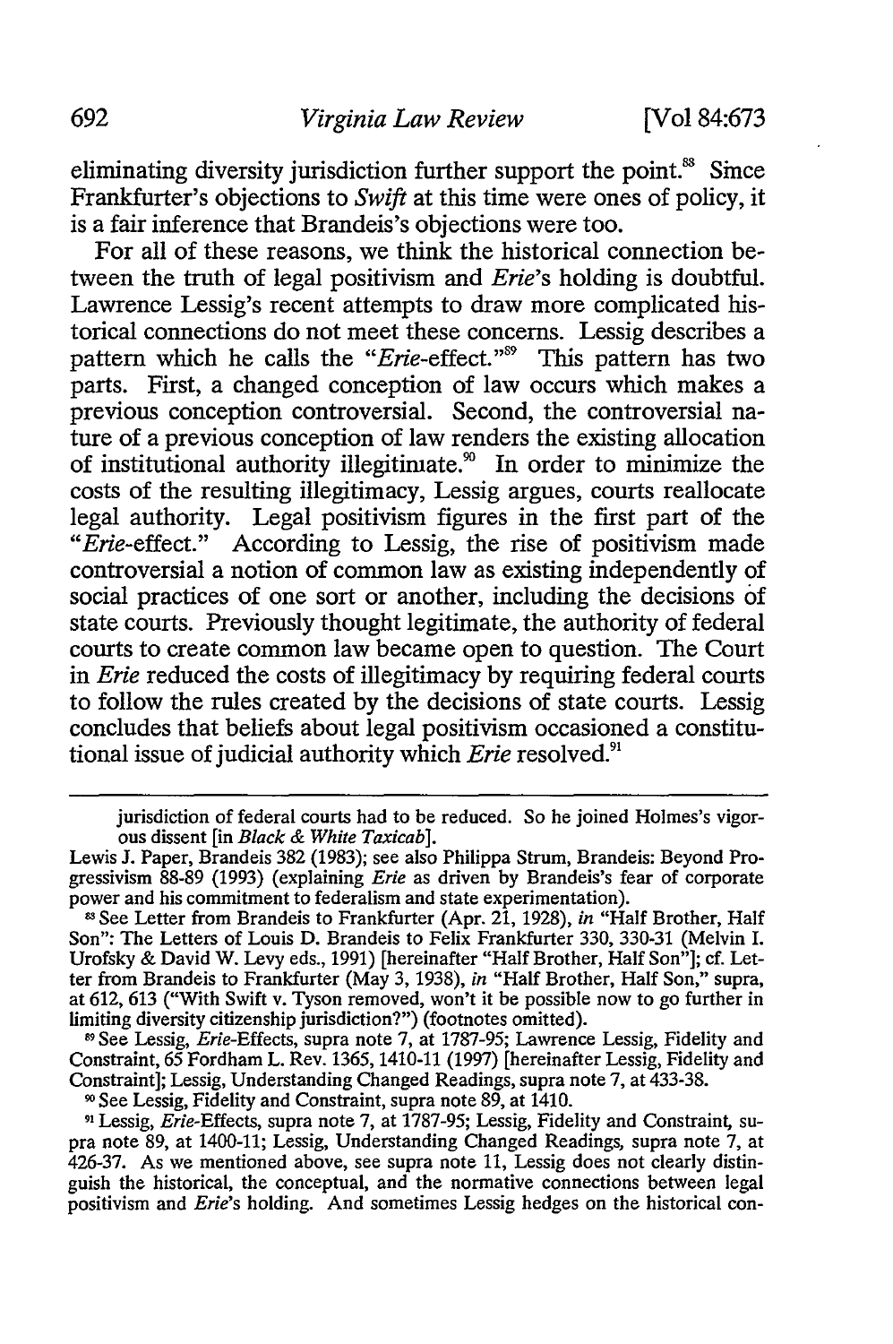eliminating diversity jurisdiction further support the point.[88] Since Frankfurter's objections to *Swift* at this time were ones of policy, it is a fair inference that Brandeis's objections were too.

For all of these reasons, we think the historical connection between the truth of legal positivism and *Erie*'s holding is doubtful. Lawrence Lessig's recent attempts to draw more complicated historical connections do not meet these concerns. Lessig describes a pattern which he calls the "*Erie*-effect."[89] This pattern has two parts. First, a changed conception of law occurs which makes a previous conception controversial. Second, the controversial nature of a previous conception of law renders the existing allocation of institutional authority illegitimate.[90] In order to minimize the costs of the resulting illegitimacy, Lessig argues, courts reallocate legal authority. Legal positivism figures in the first part of the "*Erie*-effect." According to Lessig, the rise of positivism made controversial a notion of common law as existing independently of social practices of one sort or another, including the decisions of state courts. Previously thought legitimate, the authority of federal courts to create common law became open to question. The Court in *Erie* reduced the costs of illegitimacy by requiring federal courts to follow the rules created by the decisions of state courts. Lessig concludes that beliefs about legal positivism occasioned a constitutional issue of judicial authority which *Erie* resolved.[91]

---

jurisdiction of federal courts had to be reduced. So he joined Holmes's vigorous dissent [in *Black & White Taxicab*].

Lewis J. Paper, Brandeis 382 (1983); see also Philippa Strum, Brandeis: Beyond Progressivism 88-89 (1993) (explaining *Erie* as driven by Brandeis's fear of corporate power and his commitment to federalism and state experimentation).

[88] See Letter from Brandeis to Frankfurter (Apr. 21, 1928), *in* "Half Brother, Half Son": The Letters of Louis D. Brandeis to Felix Frankfurter 330, 330-31 (Melvin I. Urofsky & David W. Levy eds., 1991) [hereinafter "Half Brother, Half Son"]; cf. Letter from Brandeis to Frankfurter (May 3, 1938), *in* "Half Brother, Half Son," supra, at 612, 613 ("With Swift v. Tyson removed, won't it be possible now to go further in limiting diversity citizenship jurisdiction?") (footnotes omitted).

[89] See Lessig, *Erie*-Effects, supra note 7, at 1787-95; Lawrence Lessig, Fidelity and Constraint, 65 Fordham L. Rev. 1365, 1410-11 (1997) [hereinafter Lessig, Fidelity and Constraint]; Lessig, Understanding Changed Readings, supra note 7, at 433-38.

[90] See Lessig, Fidelity and Constraint, supra note 89, at 1410.

[91] Lessig, *Erie*-Effects, supra note 7, at 1787-95; Lessig, Fidelity and Constraint, supra note 89, at 1400-11; Lessig, Understanding Changed Readings, supra note 7, at 426-37. As we mentioned above, see supra note 11, Lessig does not clearly distinguish the historical, the conceptual, and the normative connections between legal positivism and *Erie*'s holding. And sometimes Lessig hedges on the historical con-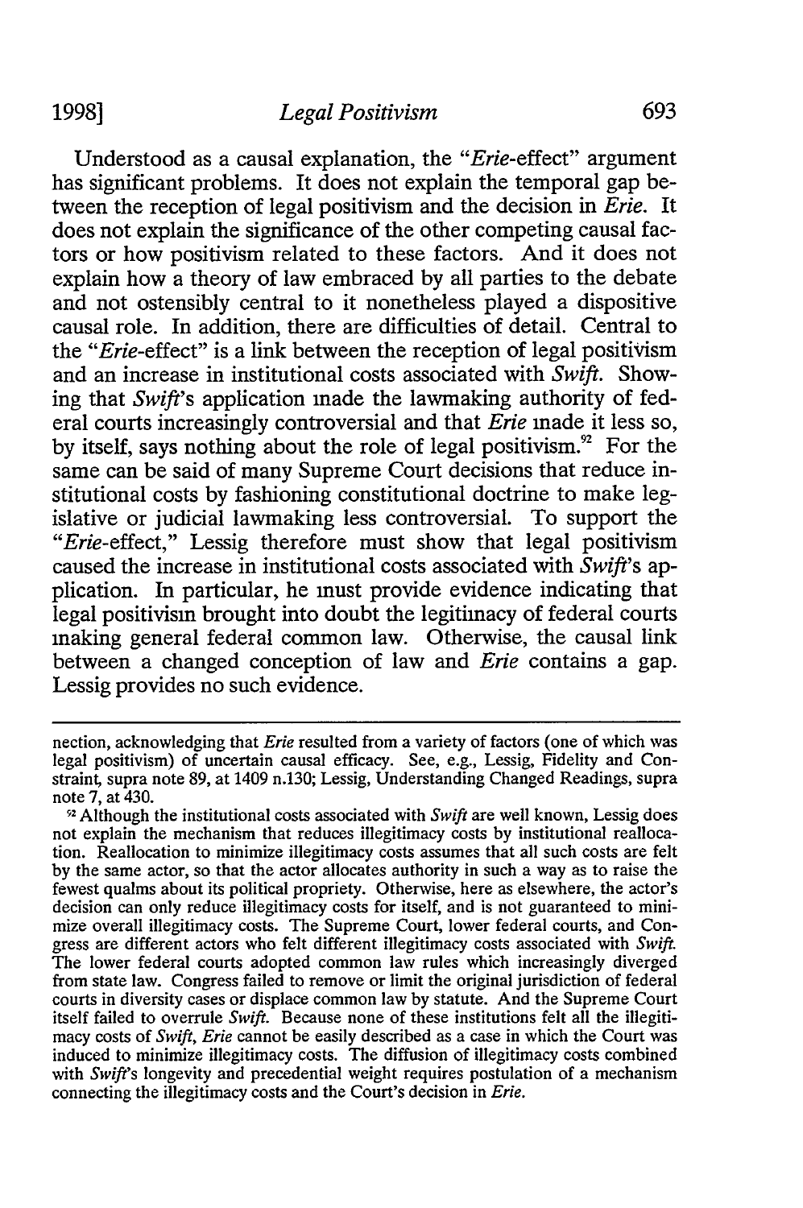Understood as a causal explanation, the "*Erie*-effect" argument has significant problems. It does not explain the temporal gap between the reception of legal positivism and the decision in *Erie*. It does not explain the significance of the other competing causal factors or how positivism related to these factors. And it does not explain how a theory of law embraced by all parties to the debate and not ostensibly central to it nonetheless played a dispositive causal role. In addition, there are difficulties of detail. Central to the "*Erie*-effect" is a link between the reception of legal positivism and an increase in institutional costs associated with *Swift*. Showing that *Swift*'s application made the lawmaking authority of federal courts increasingly controversial and that *Erie* made it less so, by itself, says nothing about the role of legal positivism.[92] For the same can be said of many Supreme Court decisions that reduce institutional costs by fashioning constitutional doctrine to make legislative or judicial lawmaking less controversial. To support the "*Erie*-effect," Lessig therefore must show that legal positivism caused the increase in institutional costs associated with *Swift*'s application. In particular, he must provide evidence indicating that legal positivism brought into doubt the legitimacy of federal courts making general federal common law. Otherwise, the causal link between a changed conception of law and *Erie* contains a gap. Lessig provides no such evidence.

---

nection, acknowledging that *Erie* resulted from a variety of factors (one of which was legal positivism) of uncertain causal efficacy. See, e.g., Lessig, Fidelity and Constraint, supra note 89, at 1409 n.130; Lessig, Understanding Changed Readings, supra note 7, at 430.

[92] Although the institutional costs associated with *Swift* are well known, Lessig does not explain the mechanism that reduces illegitimacy costs by institutional reallocation. Reallocation to minimize illegitimacy costs assumes that all such costs are felt by the same actor, so that the actor allocates authority in such a way as to raise the fewest qualms about its political propriety. Otherwise, here as elsewhere, the actor's decision can only reduce illegitimacy costs for itself, and is not guaranteed to minimize overall illegitimacy costs. The Supreme Court, lower federal courts, and Congress are different actors who felt different illegitimacy costs associated with *Swift*. The lower federal courts adopted common law rules which increasingly diverged from state law. Congress failed to remove or limit the original jurisdiction of federal courts in diversity cases or displace common law by statute. And the Supreme Court itself failed to overrule *Swift*. Because none of these institutions felt all the illegitimacy costs of *Swift*, *Erie* cannot be easily described as a case in which the Court was induced to minimize illegitimacy costs. The diffusion of illegitimacy costs combined with *Swift*'s longevity and precedential weight requires postulation of a mechanism connecting the illegitimacy costs and the Court's decision in *Erie*.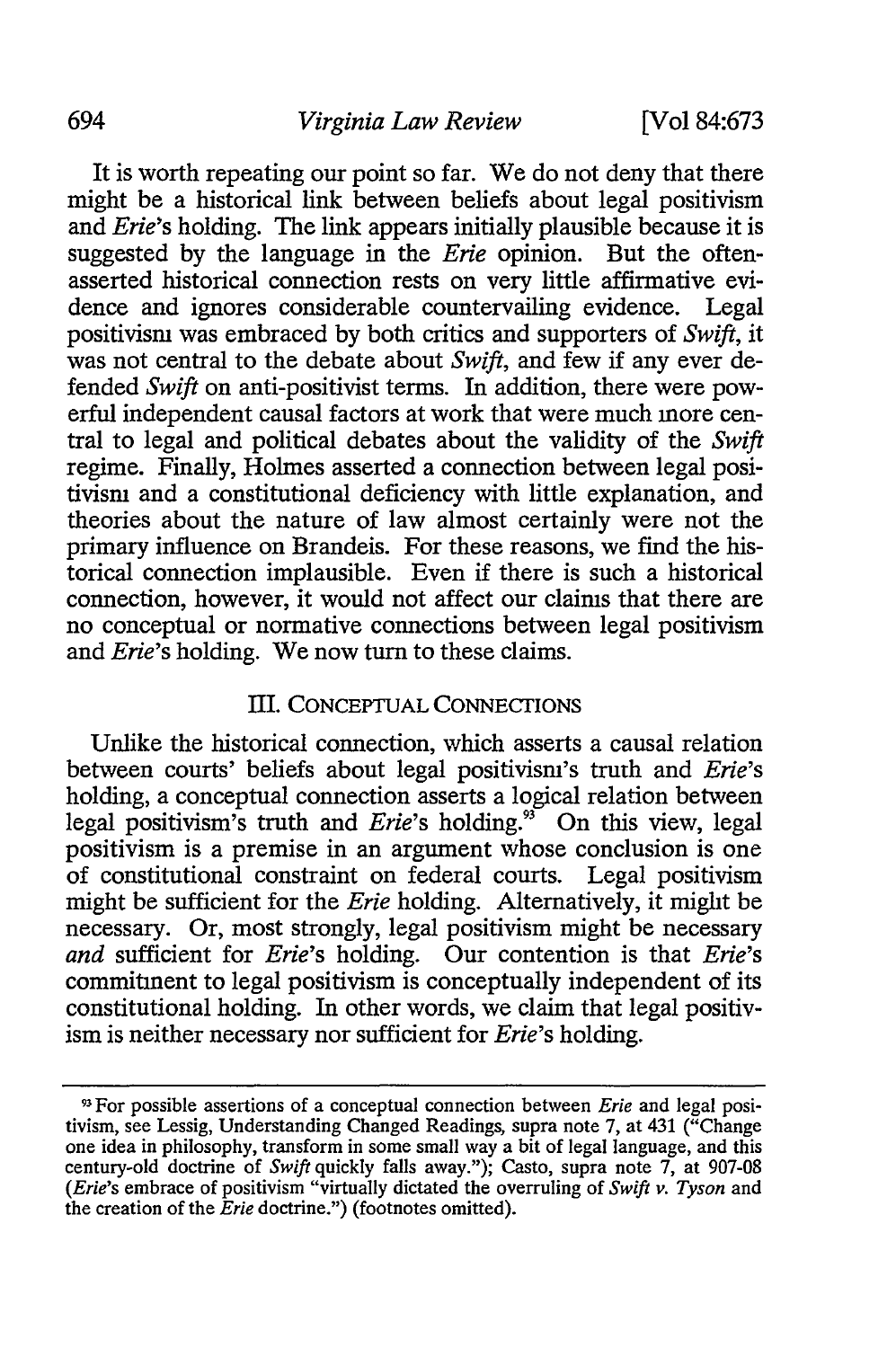It is worth repeating our point so far. We do not deny that there might be a historical link between beliefs about legal positivism and *Erie*'s holding. The link appears initially plausible because it is suggested by the language in the *Erie* opinion. But the often-asserted historical connection rests on very little affirmative evidence and ignores considerable countervailing evidence. Legal positivism was embraced by both critics and supporters of *Swift*, it was not central to the debate about *Swift*, and few if any ever defended *Swift* on anti-positivist terms. In addition, there were powerful independent causal factors at work that were much more central to legal and political debates about the validity of the *Swift* regime. Finally, Holmes asserted a connection between legal positivism and a constitutional deficiency with little explanation, and theories about the nature of law almost certainly were not the primary influence on Brandeis. For these reasons, we find the historical connection implausible. Even if there is such a historical connection, however, it would not affect our claims that there are no conceptual or normative connections between legal positivism and *Erie*'s holding. We now turn to these claims.

## III. CONCEPTUAL CONNECTIONS

Unlike the historical connection, which asserts a causal relation between courts' beliefs about legal positivism's truth and *Erie*'s holding, a conceptual connection asserts a logical relation between legal positivism's truth and *Erie*'s holding.[93] On this view, legal positivism is a premise in an argument whose conclusion is one of constitutional constraint on federal courts. Legal positivism might be sufficient for the *Erie* holding. Alternatively, it might be necessary. Or, most strongly, legal positivism might be necessary *and* sufficient for *Erie*'s holding. Our contention is that *Erie*'s commitment to legal positivism is conceptually independent of its constitutional holding. In other words, we claim that legal positivism is neither necessary nor sufficient for *Erie*'s holding.

---

[93] For possible assertions of a conceptual connection between *Erie* and legal positivism, see Lessig, Understanding Changed Readings, supra note 7, at 431 ("Change one idea in philosophy, transform in some small way a bit of legal language, and this century-old doctrine of *Swift* quickly falls away."); Casto, supra note 7, at 907-08 (*Erie*'s embrace of positivism "virtually dictated the overruling of *Swift v. Tyson* and the creation of the *Erie* doctrine.") (footnotes omitted).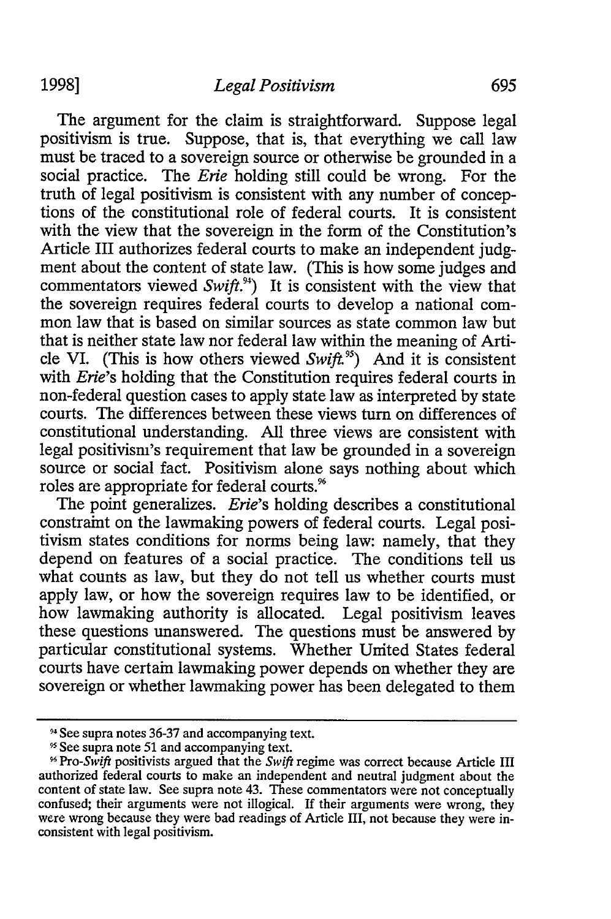The argument for the claim is straightforward. Suppose legal positivism is true. Suppose, that is, that everything we call law must be traced to a sovereign source or otherwise be grounded in a social practice. The *Erie* holding still could be wrong. For the truth of legal positivism is consistent with any number of conceptions of the constitutional role of federal courts. It is consistent with the view that the sovereign in the form of the Constitution's Article III authorizes federal courts to make an independent judgment about the content of state law. (This is how some judges and commentators viewed *Swift*.[94]) It is consistent with the view that the sovereign requires federal courts to develop a national common law that is based on similar sources as state common law but that is neither state law nor federal law within the meaning of Article VI. (This is how others viewed *Swift*.[95]) And it is consistent with *Erie*'s holding that the Constitution requires federal courts in non-federal question cases to apply state law as interpreted by state courts. The differences between these views turn on differences of constitutional understanding. All three views are consistent with legal positivism's requirement that law be grounded in a sovereign source or social fact. Positivism alone says nothing about which roles are appropriate for federal courts.[96]

The point generalizes. *Erie*'s holding describes a constitutional constraint on the lawmaking powers of federal courts. Legal positivism states conditions for norms being law: namely, that they depend on features of a social practice. The conditions tell us what counts as law, but they do not tell us whether courts must apply law, or how the sovereign requires law to be identified, or how lawmaking authority is allocated. Legal positivism leaves these questions unanswered. The questions must be answered by particular constitutional systems. Whether United States federal courts have certain lawmaking power depends on whether they are sovereign or whether lawmaking power has been delegated to them

---

[94] See supra notes 36-37 and accompanying text.

[95] See supra note 51 and accompanying text.

[96] Pro-*Swift* positivists argued that the *Swift* regime was correct because Article III authorized federal courts to make an independent and neutral judgment about the content of state law. See supra note 43. These commentators were not conceptually confused; their arguments were not illogical. If their arguments were wrong, they were wrong because they were bad readings of Article III, not because they were inconsistent with legal positivism.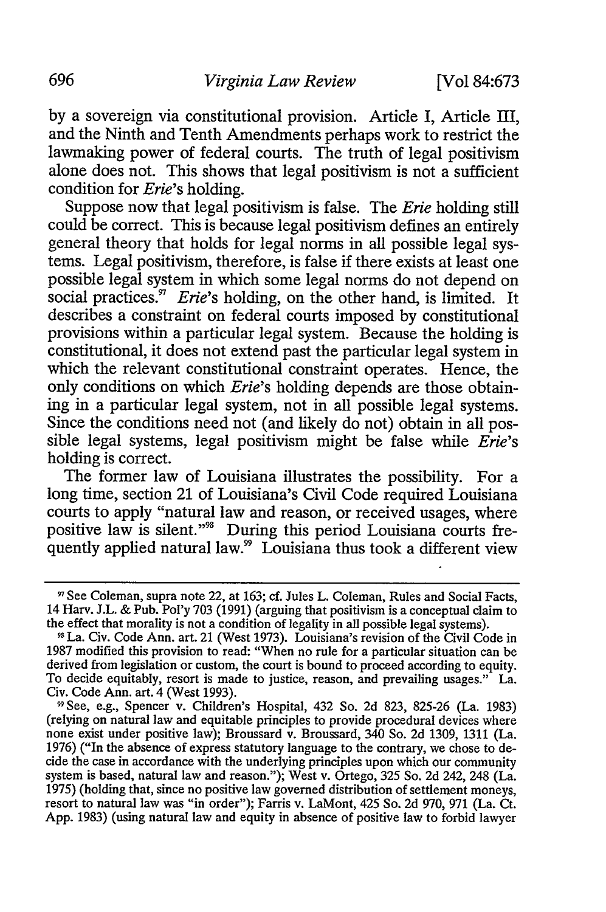by a sovereign via constitutional provision. Article I, Article III, and the Ninth and Tenth Amendments perhaps work to restrict the lawmaking power of federal courts. The truth of legal positivism alone does not. This shows that legal positivism is not a sufficient condition for *Erie*'s holding.

Suppose now that legal positivism is false. The *Erie* holding still could be correct. This is because legal positivism defines an entirely general theory that holds for legal norms in all possible legal systems. Legal positivism, therefore, is false if there exists at least one possible legal system in which some legal norms do not depend on social practices.[97] *Erie*'s holding, on the other hand, is limited. It describes a constraint on federal courts imposed by constitutional provisions within a particular legal system. Because the holding is constitutional, it does not extend past the particular legal system in which the relevant constitutional constraint operates. Hence, the only conditions on which *Erie*'s holding depends are those obtaining in a particular legal system, not in all possible legal systems. Since the conditions need not (and likely do not) obtain in all possible legal systems, legal positivism might be false while *Erie*'s holding is correct.

The former law of Louisiana illustrates the possibility. For a long time, section 21 of Louisiana's Civil Code required Louisiana courts to apply "natural law and reason, or received usages, where positive law is silent."[98] During this period Louisiana courts frequently applied natural law.[99] Louisiana thus took a different view

---

[97] See Coleman, supra note 22, at 163; cf. Jules L. Coleman, Rules and Social Facts, 14 Harv. J.L. & Pub. Pol'y 703 (1991) (arguing that positivism is a conceptual claim to the effect that morality is not a condition of legality in all possible legal systems).

[98] La. Civ. Code Ann. art. 21 (West 1973). Louisiana's revision of the Civil Code in 1987 modified this provision to read: "When no rule for a particular situation can be derived from legislation or custom, the court is bound to proceed according to equity. To decide equitably, resort is made to justice, reason, and prevailing usages." La. Civ. Code Ann. art. 4 (West 1993).

[99] See, e.g., Spencer v. Children's Hospital, 432 So. 2d 823, 825-26 (La. 1983) (relying on natural law and equitable principles to provide procedural devices where none exist under positive law); Broussard v. Broussard, 340 So. 2d 1309, 1311 (La. 1976) ("In the absence of express statutory language to the contrary, we chose to decide the case in accordance with the underlying principles upon which our community system is based, natural law and reason."); West v. Ortego, 325 So. 2d 242, 248 (La. 1975) (holding that, since no positive law governed distribution of settlement moneys, resort to natural law was "in order"); Farris v. LaMont, 425 So. 2d 970, 971 (La. Ct. App. 1983) (using natural law and equity in absence of positive law to forbid lawyer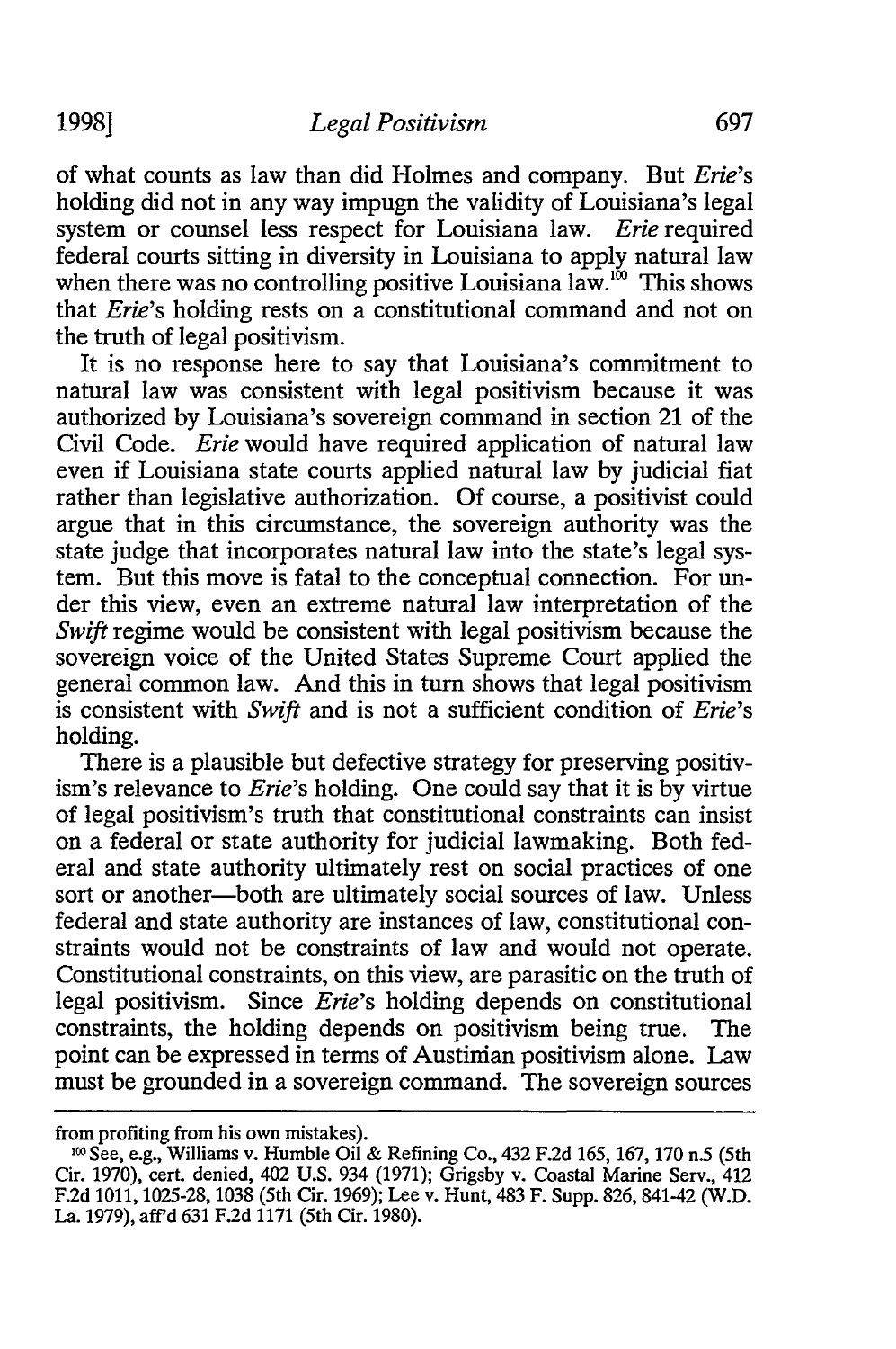of what counts as law than did Holmes and company. But *Erie*'s holding did not in any way impugn the validity of Louisiana's legal system or counsel less respect for Louisiana law. *Erie* required federal courts sitting in diversity in Louisiana to apply natural law when there was no controlling positive Louisiana law.[100] This shows that *Erie*'s holding rests on a constitutional command and not on the truth of legal positivism.

It is no response here to say that Louisiana's commitment to natural law was consistent with legal positivism because it was authorized by Louisiana's sovereign command in section 21 of the Civil Code. *Erie* would have required application of natural law even if Louisiana state courts applied natural law by judicial fiat rather than legislative authorization. Of course, a positivist could argue that in this circumstance, the sovereign authority was the state judge that incorporates natural law into the state's legal system. But this move is fatal to the conceptual connection. For under this view, even an extreme natural law interpretation of the *Swift* regime would be consistent with legal positivism because the sovereign voice of the United States Supreme Court applied the general common law. And this in turn shows that legal positivism is consistent with *Swift* and is not a sufficient condition of *Erie*'s holding.

There is a plausible but defective strategy for preserving positivism's relevance to *Erie*'s holding. One could say that it is by virtue of legal positivism's truth that constitutional constraints can insist on a federal or state authority for judicial lawmaking. Both federal and state authority ultimately rest on social practices of one sort or another—both are ultimately social sources of law. Unless federal and state authority are instances of law, constitutional constraints would not be constraints of law and would not operate. Constitutional constraints, on this view, are parasitic on the truth of legal positivism. Since *Erie*'s holding depends on constitutional constraints, the holding depends on positivism being true. The point can be expressed in terms of Austinian positivism alone. Law must be grounded in a sovereign command. The sovereign sources

---

from profiting from his own mistakes).

[100] See, e.g., Williams v. Humble Oil & Refining Co., 432 F.2d 165, 167, 170 n.5 (5th Cir. 1970), cert. denied, 402 U.S. 934 (1971); Grigsby v. Coastal Marine Serv., 412 F.2d 1011, 1025-28, 1038 (5th Cir. 1969); Lee v. Hunt, 483 F. Supp. 826, 841-42 (W.D. La. 1979), aff'd 631 F.2d 1171 (5th Cir. 1980).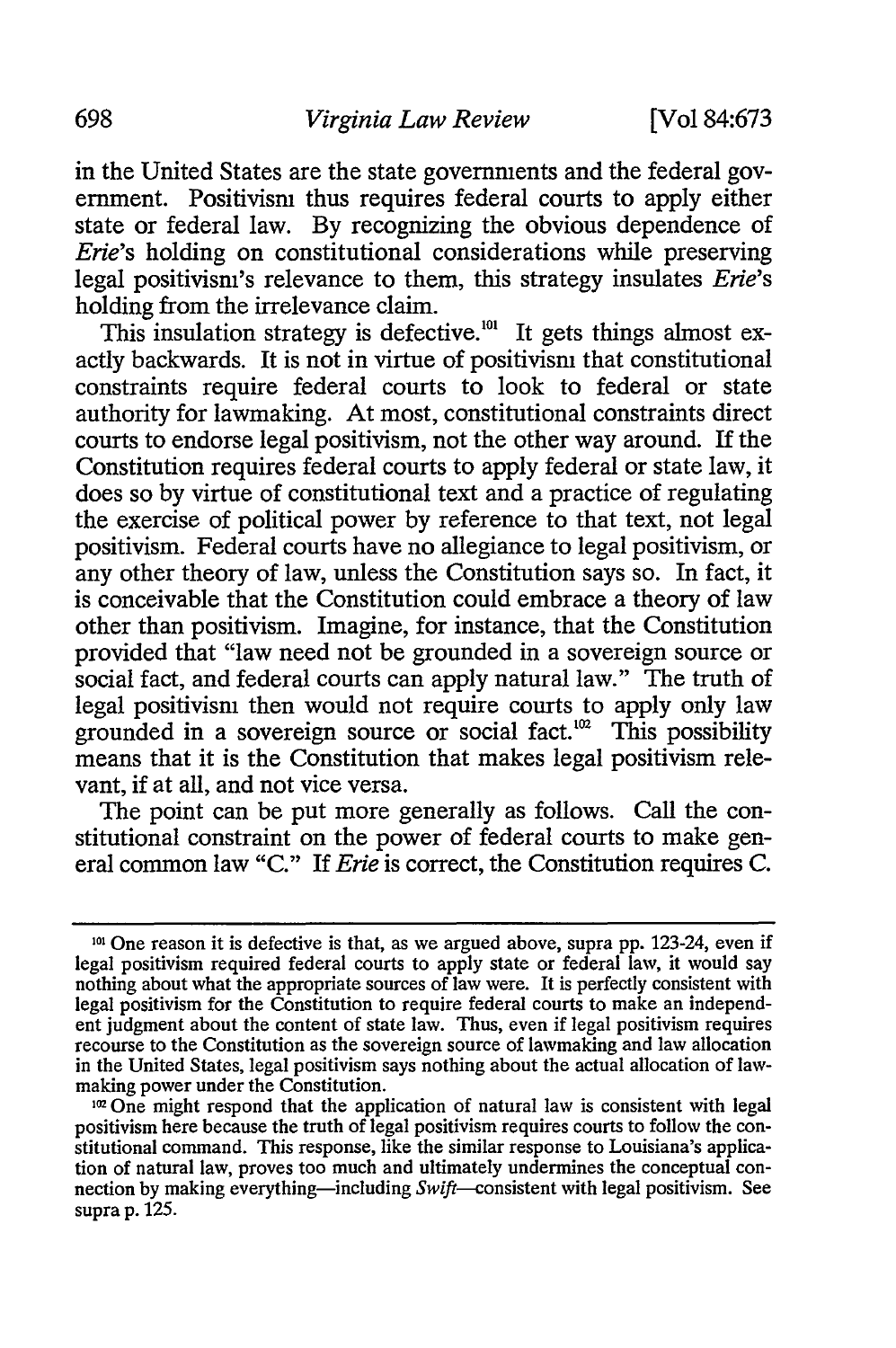in the United States are the state governments and the federal government. Positivism thus requires federal courts to apply either state or federal law. By recognizing the obvious dependence of *Erie*'s holding on constitutional considerations while preserving legal positivism's relevance to them, this strategy insulates *Erie*'s holding from the irrelevance claim.

This insulation strategy is defective.[101] It gets things almost exactly backwards. It is not in virtue of positivism that constitutional constraints require federal courts to look to federal or state authority for lawmaking. At most, constitutional constraints direct courts to endorse legal positivism, not the other way around. If the Constitution requires federal courts to apply federal or state law, it does so by virtue of constitutional text and a practice of regulating the exercise of political power by reference to that text, not legal positivism. Federal courts have no allegiance to legal positivism, or any other theory of law, unless the Constitution says so. In fact, it is conceivable that the Constitution could embrace a theory of law other than positivism. Imagine, for instance, that the Constitution provided that "law need not be grounded in a sovereign source or social fact, and federal courts can apply natural law." The truth of legal positivism then would not require courts to apply only law grounded in a sovereign source or social fact.[102] This possibility means that it is the Constitution that makes legal positivism relevant, if at all, and not vice versa.

The point can be put more generally as follows. Call the constitutional constraint on the power of federal courts to make general common law "C." If *Erie* is correct, the Constitution requires C.

---

[101] One reason it is defective is that, as we argued above, supra pp. 123-24, even if legal positivism required federal courts to apply state or federal law, it would say nothing about what the appropriate sources of law were. It is perfectly consistent with legal positivism for the Constitution to require federal courts to make an independent judgment about the content of state law. Thus, even if legal positivism requires recourse to the Constitution as the sovereign source of lawmaking and law allocation in the United States, legal positivism says nothing about the actual allocation of lawmaking power under the Constitution.

[102] One might respond that the application of natural law is consistent with legal positivism here because the truth of legal positivism requires courts to follow the constitutional command. This response, like the similar response to Louisiana's application of natural law, proves too much and ultimately undermines the conceptual connection by making everything—including *Swift*—consistent with legal positivism. See supra p. 125.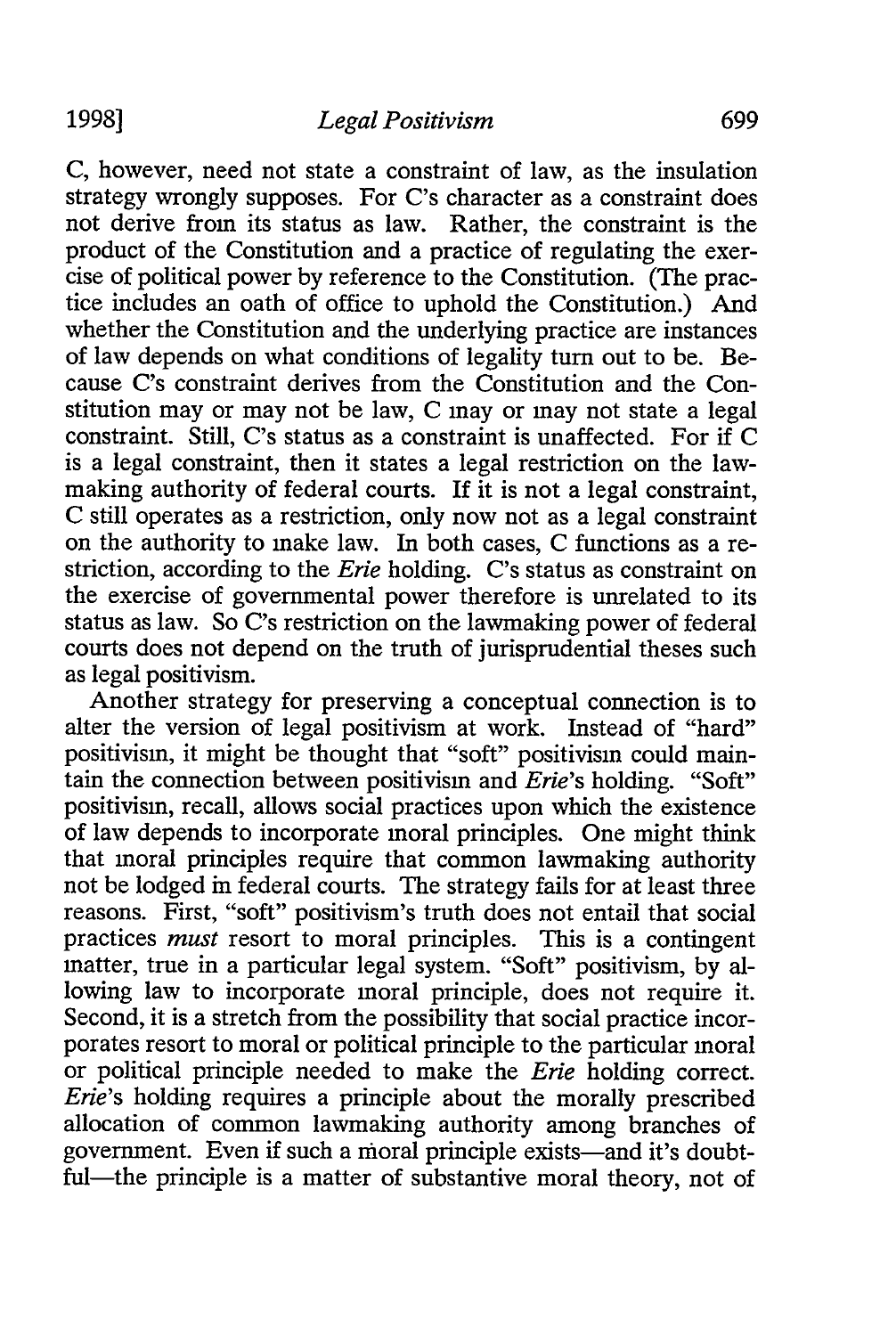C, however, need not state a constraint of law, as the insulation strategy wrongly supposes. For C's character as a constraint does not derive from its status as law. Rather, the constraint is the product of the Constitution and a practice of regulating the exercise of political power by reference to the Constitution. (The practice includes an oath of office to uphold the Constitution.) And whether the Constitution and the underlying practice are instances of law depends on what conditions of legality turn out to be. Because C's constraint derives from the Constitution and the Constitution may or may not be law, C may or may not state a legal constraint. Still, C's status as a constraint is unaffected. For if C is a legal constraint, then it states a legal restriction on the lawmaking authority of federal courts. If it is not a legal constraint, C still operates as a restriction, only now not as a legal constraint on the authority to make law. In both cases, C functions as a restriction, according to the *Erie* holding. C's status as constraint on the exercise of governmental power therefore is unrelated to its status as law. So C's restriction on the lawmaking power of federal courts does not depend on the truth of jurisprudential theses such as legal positivism.

Another strategy for preserving a conceptual connection is to alter the version of legal positivism at work. Instead of "hard" positivism, it might be thought that "soft" positivism could maintain the connection between positivism and *Erie*'s holding. "Soft" positivism, recall, allows social practices upon which the existence of law depends to incorporate moral principles. One might think that moral principles require that common lawmaking authority not be lodged in federal courts. The strategy fails for at least three reasons. First, "soft" positivism's truth does not entail that social practices *must* resort to moral principles. This is a contingent matter, true in a particular legal system. "Soft" positivism, by allowing law to incorporate moral principle, does not require it. Second, it is a stretch from the possibility that social practice incorporates resort to moral or political principle to the particular moral or political principle needed to make the *Erie* holding correct. *Erie*'s holding requires a principle about the morally prescribed allocation of common lawmaking authority among branches of government. Even if such a moral principle exists—and it's doubtful—the principle is a matter of substantive moral theory, not of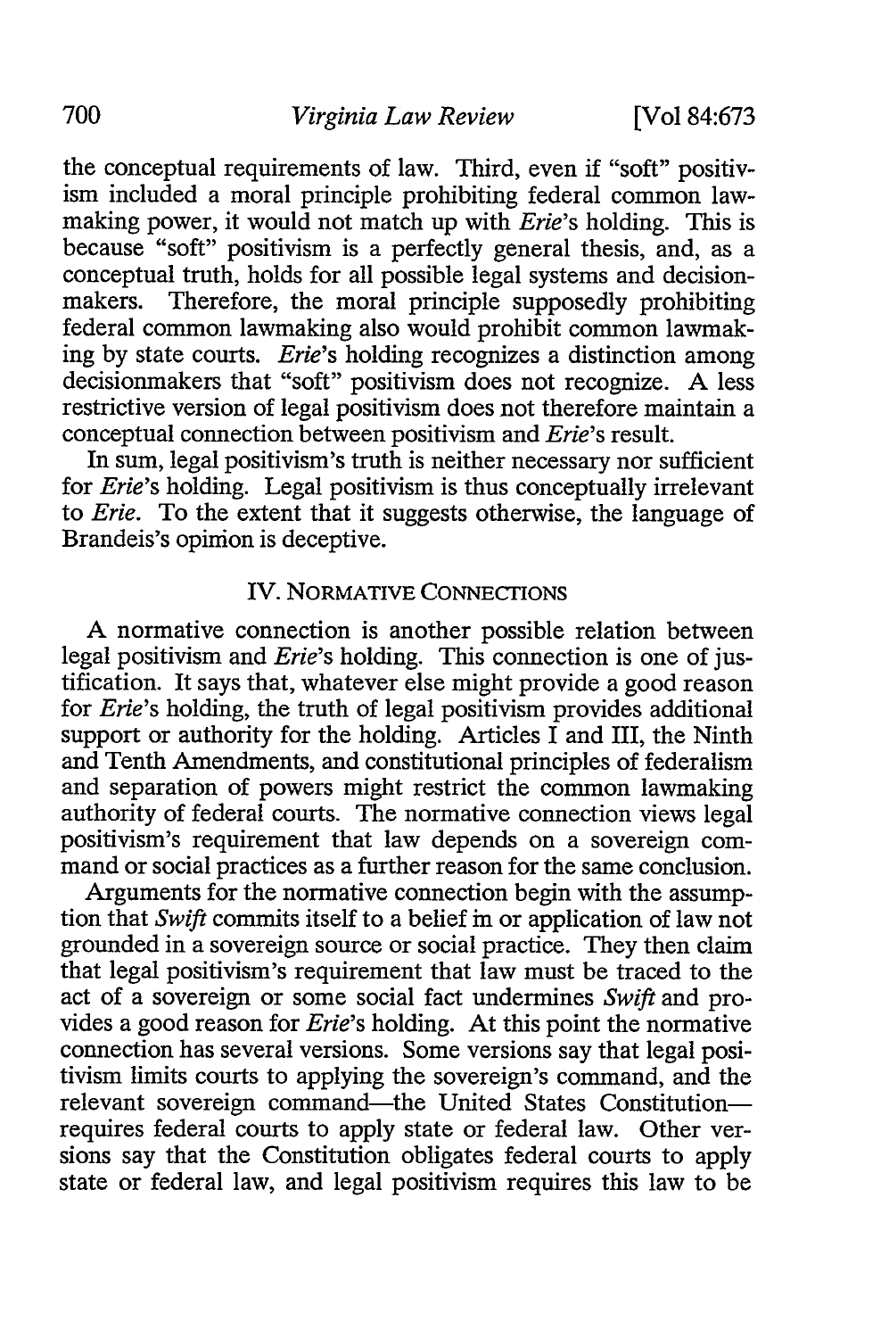the conceptual requirements of law. Third, even if "soft" positivism included a moral principle prohibiting federal common lawmaking power, it would not match up with *Erie*'s holding. This is because "soft" positivism is a perfectly general thesis, and, as a conceptual truth, holds for all possible legal systems and decisionmakers. Therefore, the moral principle supposedly prohibiting federal common lawmaking also would prohibit common lawmaking by state courts. *Erie*'s holding recognizes a distinction among decisionmakers that "soft" positivism does not recognize. A less restrictive version of legal positivism does not therefore maintain a conceptual connection between positivism and *Erie*'s result.

In sum, legal positivism's truth is neither necessary nor sufficient for *Erie*'s holding. Legal positivism is thus conceptually irrelevant to *Erie*. To the extent that it suggests otherwise, the language of Brandeis's opinion is deceptive.

## IV. NORMATIVE CONNECTIONS

A normative connection is another possible relation between legal positivism and *Erie*'s holding. This connection is one of justification. It says that, whatever else might provide a good reason for *Erie*'s holding, the truth of legal positivism provides additional support or authority for the holding. Articles I and III, the Ninth and Tenth Amendments, and constitutional principles of federalism and separation of powers might restrict the common lawmaking authority of federal courts. The normative connection views legal positivism's requirement that law depends on a sovereign command or social practices as a further reason for the same conclusion.

Arguments for the normative connection begin with the assumption that *Swift* commits itself to a belief in or application of law not grounded in a sovereign source or social practice. They then claim that legal positivism's requirement that law must be traced to the act of a sovereign or some social fact undermines *Swift* and provides a good reason for *Erie*'s holding. At this point the normative connection has several versions. Some versions say that legal positivism limits courts to applying the sovereign's command, and the relevant sovereign command—the United States Constitution—requires federal courts to apply state or federal law. Other versions say that the Constitution obligates federal courts to apply state or federal law, and legal positivism requires this law to be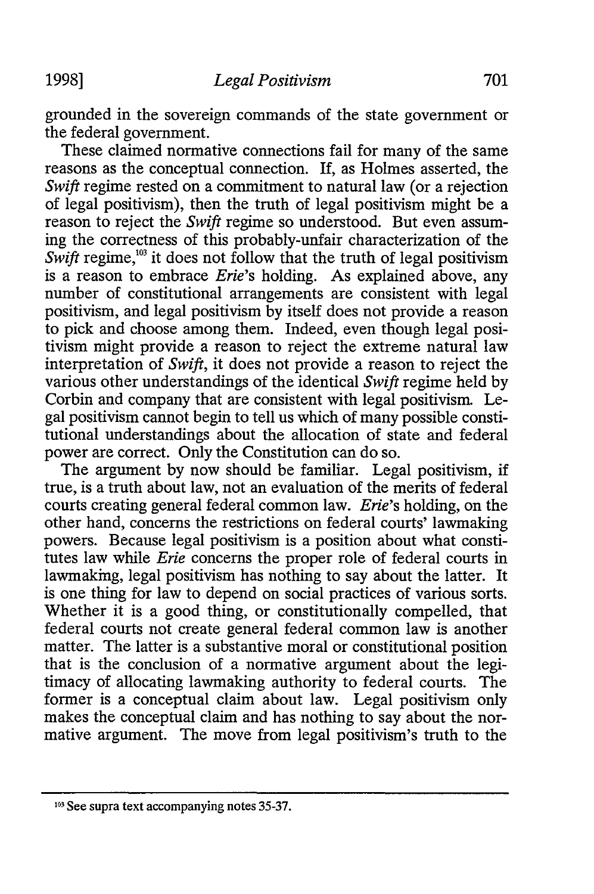grounded in the sovereign commands of the state government or the federal government.

These claimed normative connections fail for many of the same reasons as the conceptual connection. If, as Holmes asserted, the *Swift* regime rested on a commitment to natural law (or a rejection of legal positivism), then the truth of legal positivism might be a reason to reject the *Swift* regime so understood. But even assuming the correctness of this probably-unfair characterization of the *Swift* regime,[103] it does not follow that the truth of legal positivism is a reason to embrace *Erie*'s holding. As explained above, any number of constitutional arrangements are consistent with legal positivism, and legal positivism by itself does not provide a reason to pick and choose among them. Indeed, even though legal positivism might provide a reason to reject the extreme natural law interpretation of *Swift*, it does not provide a reason to reject the various other understandings of the identical *Swift* regime held by Corbin and company that are consistent with legal positivism. Legal positivism cannot begin to tell us which of many possible constitutional understandings about the allocation of state and federal power are correct. Only the Constitution can do so.

The argument by now should be familiar. Legal positivism, if true, is a truth about law, not an evaluation of the merits of federal courts creating general federal common law. *Erie*'s holding, on the other hand, concerns the restrictions on federal courts' lawmaking powers. Because legal positivism is a position about what constitutes law while *Erie* concerns the proper role of federal courts in lawmaking, legal positivism has nothing to say about the latter. It is one thing for law to depend on social practices of various sorts. Whether it is a good thing, or constitutionally compelled, that federal courts not create general federal common law is another matter. The latter is a substantive moral or constitutional position that is the conclusion of a normative argument about the legitimacy of allocating lawmaking authority to federal courts. The former is a conceptual claim about law. Legal positivism only makes the conceptual claim and has nothing to say about the normative argument. The move from legal positivism's truth to the

---

[103] See supra text accompanying notes 35-37.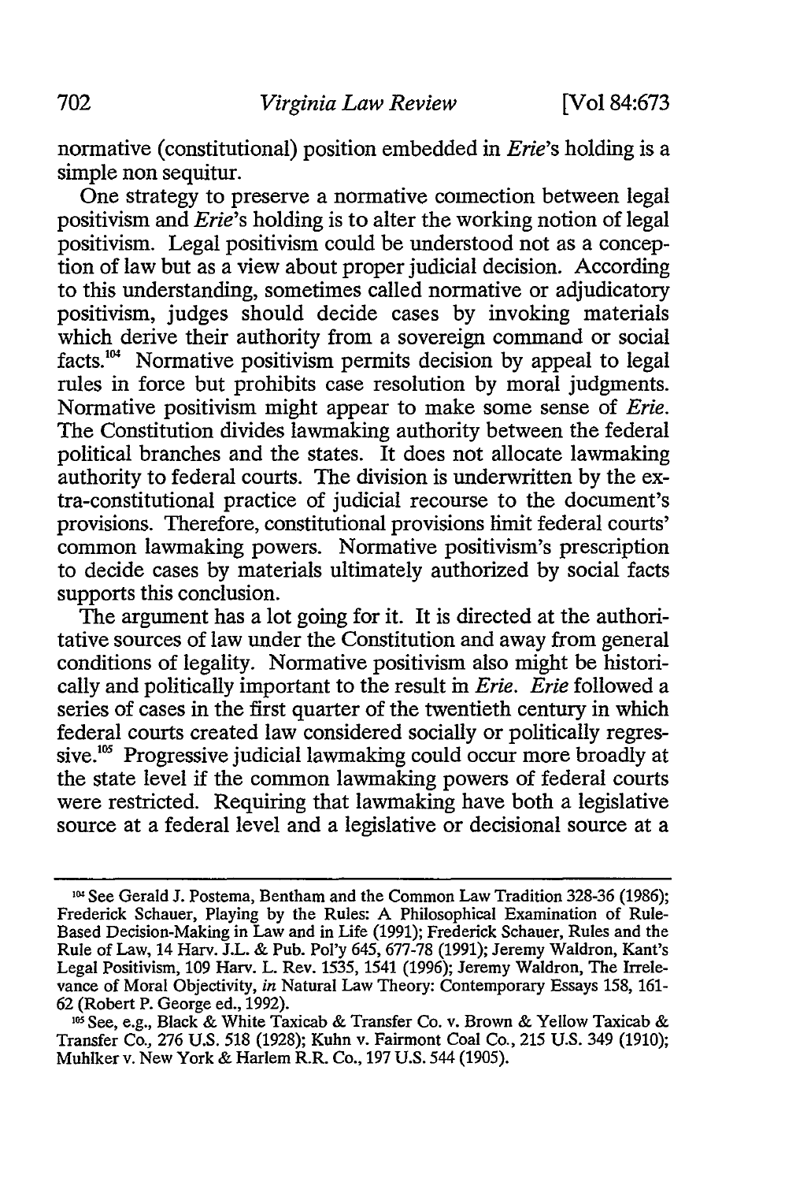normative (constitutional) position embedded in *Erie*'s holding is a simple non sequitur.

One strategy to preserve a normative connection between legal positivism and *Erie*'s holding is to alter the working notion of legal positivism. Legal positivism could be understood not as a conception of law but as a view about proper judicial decision. According to this understanding, sometimes called normative or adjudicatory positivism, judges should decide cases by invoking materials which derive their authority from a sovereign command or social facts.[104] Normative positivism permits decision by appeal to legal rules in force but prohibits case resolution by moral judgments. Normative positivism might appear to make some sense of *Erie*. The Constitution divides lawmaking authority between the federal political branches and the states. It does not allocate lawmaking authority to federal courts. The division is underwritten by the extra-constitutional practice of judicial recourse to the document's provisions. Therefore, constitutional provisions limit federal courts' common lawmaking powers. Normative positivism's prescription to decide cases by materials ultimately authorized by social facts supports this conclusion.

The argument has a lot going for it. It is directed at the authoritative sources of law under the Constitution and away from general conditions of legality. Normative positivism also might be historically and politically important to the result in *Erie*. *Erie* followed a series of cases in the first quarter of the twentieth century in which federal courts created law considered socially or politically regressive.[105] Progressive judicial lawmaking could occur more broadly at the state level if the common lawmaking powers of federal courts were restricted. Requiring that lawmaking have both a legislative source at a federal level and a legislative or decisional source at a

---

[104] See Gerald J. Postema, Bentham and the Common Law Tradition 328-36 (1986); Frederick Schauer, Playing by the Rules: A Philosophical Examination of Rule-Based Decision-Making in Law and in Life (1991); Frederick Schauer, Rules and the Rule of Law, 14 Harv. J.L. & Pub. Pol'y 645, 677-78 (1991); Jeremy Waldron, Kant's Legal Positivism, 109 Harv. L. Rev. 1535, 1541 (1996); Jeremy Waldron, The Irrelevance of Moral Objectivity, *in* Natural Law Theory: Contemporary Essays 158, 161-62 (Robert P. George ed., 1992).

[105] See, e.g., Black & White Taxicab & Transfer Co. v. Brown & Yellow Taxicab & Transfer Co., 276 U.S. 518 (1928); Kuhn v. Fairmont Coal Co., 215 U.S. 349 (1910); Muhlker v. New York & Harlem R.R. Co., 197 U.S. 544 (1905).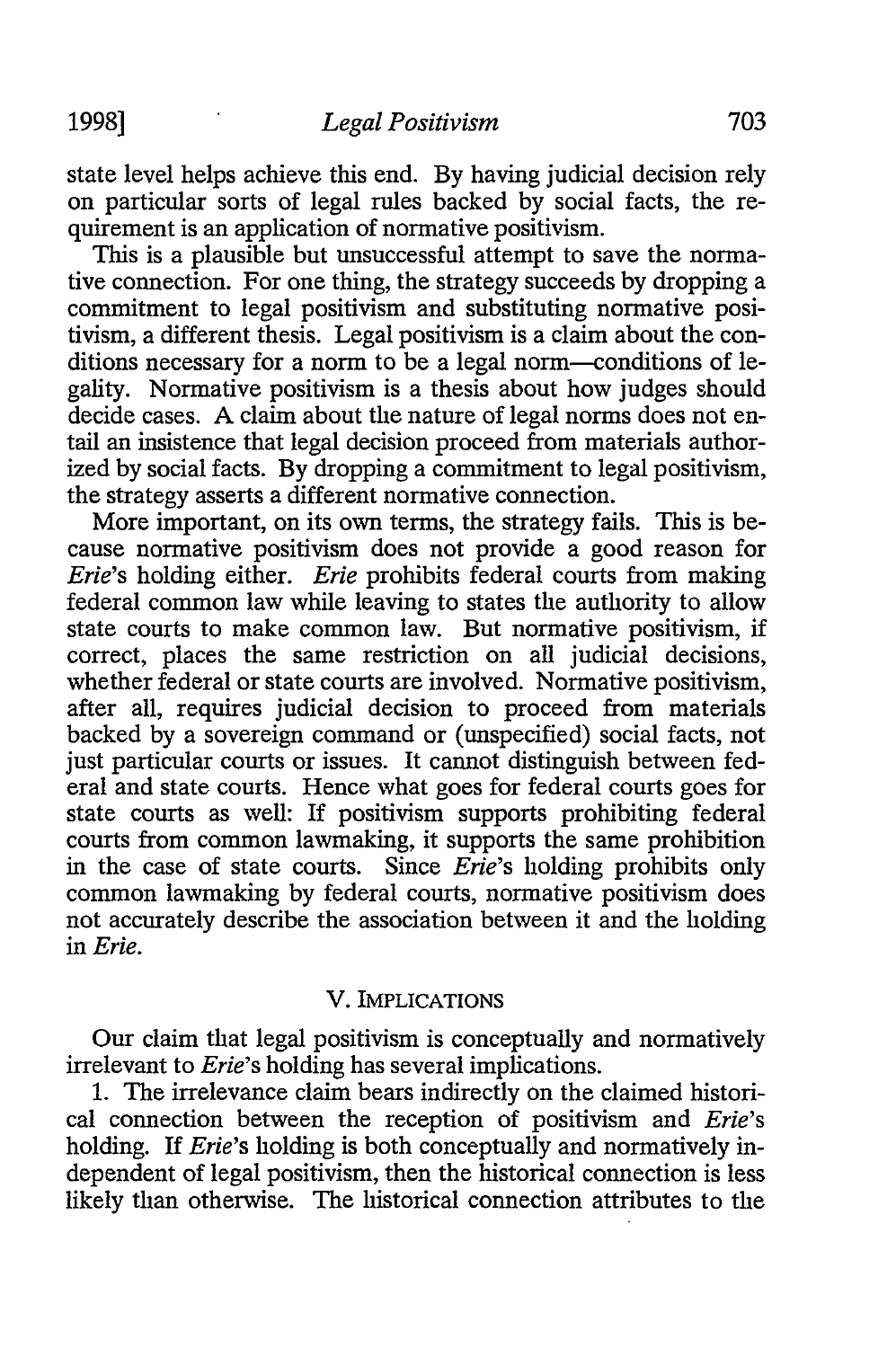state level helps achieve this end. By having judicial decision rely on particular sorts of legal rules backed by social facts, the requirement is an application of normative positivism.

This is a plausible but unsuccessful attempt to save the normative connection. For one thing, the strategy succeeds by dropping a commitment to legal positivism and substituting normative positivism, a different thesis. Legal positivism is a claim about the conditions necessary for a norm to be a legal norm—conditions of legality. Normative positivism is a thesis about how judges should decide cases. A claim about the nature of legal norms does not entail an insistence that legal decision proceed from materials authorized by social facts. By dropping a commitment to legal positivism, the strategy asserts a different normative connection.

More important, on its own terms, the strategy fails. This is because normative positivism does not provide a good reason for *Erie*'s holding either. *Erie* prohibits federal courts from making federal common law while leaving to states the authority to allow state courts to make common law. But normative positivism, if correct, places the same restriction on all judicial decisions, whether federal or state courts are involved. Normative positivism, after all, requires judicial decision to proceed from materials backed by a sovereign command or (unspecified) social facts, not just particular courts or issues. It cannot distinguish between federal and state courts. Hence what goes for federal courts goes for state courts as well: If positivism supports prohibiting federal courts from common lawmaking, it supports the same prohibition in the case of state courts. Since *Erie*'s holding prohibits only common lawmaking by federal courts, normative positivism does not accurately describe the association between it and the holding in *Erie*.

## V. IMPLICATIONS

Our claim that legal positivism is conceptually and normatively irrelevant to *Erie*'s holding has several implications.

1. The irrelevance claim bears indirectly on the claimed historical connection between the reception of positivism and *Erie*'s holding. If *Erie*'s holding is both conceptually and normatively independent of legal positivism, then the historical connection is less likely than otherwise. The historical connection attributes to the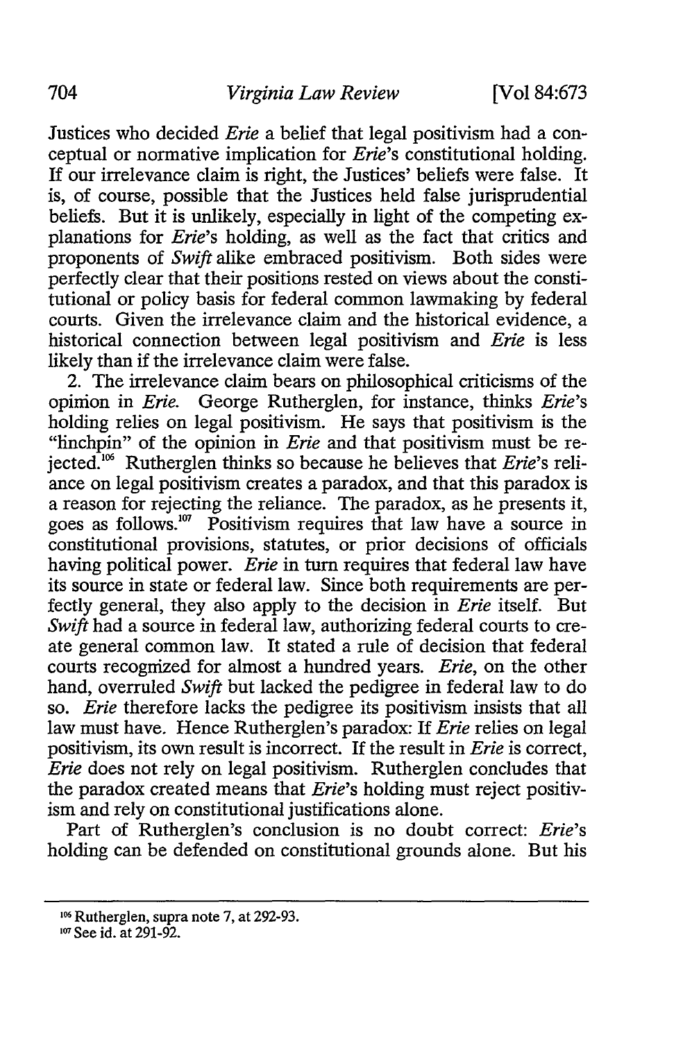Justices who decided *Erie* a belief that legal positivism had a conceptual or normative implication for *Erie*'s constitutional holding. If our irrelevance claim is right, the Justices' beliefs were false. It is, of course, possible that the Justices held false jurisprudential beliefs. But it is unlikely, especially in light of the competing explanations for *Erie*'s holding, as well as the fact that critics and proponents of *Swift* alike embraced positivism. Both sides were perfectly clear that their positions rested on views about the constitutional or policy basis for federal common lawmaking by federal courts. Given the irrelevance claim and the historical evidence, a historical connection between legal positivism and *Erie* is less likely than if the irrelevance claim were false.

2. The irrelevance claim bears on philosophical criticisms of the opinion in *Erie*. George Rutherglen, for instance, thinks *Erie*'s holding relies on legal positivism. He says that positivism is the "linchpin" of the opinion in *Erie* and that positivism must be rejected.[106] Rutherglen thinks so because he believes that *Erie*'s reliance on legal positivism creates a paradox, and that this paradox is a reason for rejecting the reliance. The paradox, as he presents it, goes as follows.[107] Positivism requires that law have a source in constitutional provisions, statutes, or prior decisions of officials having political power. *Erie* in turn requires that federal law have its source in state or federal law. Since both requirements are perfectly general, they also apply to the decision in *Erie* itself. But *Swift* had a source in federal law, authorizing federal courts to create general common law. It stated a rule of decision that federal courts recognized for almost a hundred years. *Erie*, on the other hand, overruled *Swift* but lacked the pedigree in federal law to do so. *Erie* therefore lacks the pedigree its positivism insists that all law must have. Hence Rutherglen's paradox: If *Erie* relies on legal positivism, its own result is incorrect. If the result in *Erie* is correct, *Erie* does not rely on legal positivism. Rutherglen concludes that the paradox created means that *Erie*'s holding must reject positivism and rely on constitutional justifications alone.

Part of Rutherglen's conclusion is no doubt correct: *Erie*'s holding can be defended on constitutional grounds alone. But his

---

[106] Rutherglen, supra note 7, at 292-93.

[107] See id. at 291-92.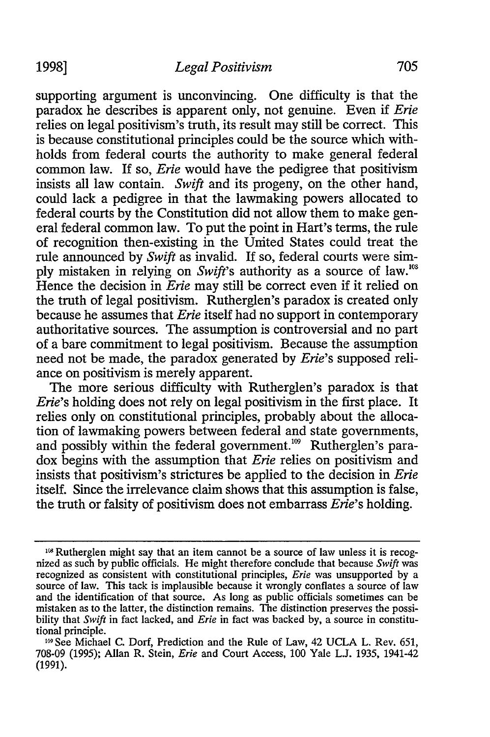supporting argument is unconvincing. One difficulty is that the paradox he describes is apparent only, not genuine. Even if *Erie* relies on legal positivism's truth, its result may still be correct. This is because constitutional principles could be the source which withholds from federal courts the authority to make general federal common law. If so, *Erie* would have the pedigree that positivism insists all law contain. *Swift* and its progeny, on the other hand, could lack a pedigree in that the lawmaking powers allocated to federal courts by the Constitution did not allow them to make general federal common law. To put the point in Hart's terms, the rule of recognition then-existing in the United States could treat the rule announced by *Swift* as invalid. If so, federal courts were simply mistaken in relying on *Swift*'s authority as a source of law.[108] Hence the decision in *Erie* may still be correct even if it relied on the truth of legal positivism. Rutherglen's paradox is created only because he assumes that *Erie* itself had no support in contemporary authoritative sources. The assumption is controversial and no part of a bare commitment to legal positivism. Because the assumption need not be made, the paradox generated by *Erie*'s supposed reliance on positivism is merely apparent.

The more serious difficulty with Rutherglen's paradox is that *Erie*'s holding does not rely on legal positivism in the first place. It relies only on constitutional principles, probably about the allocation of lawmaking powers between federal and state governments, and possibly within the federal government.[109] Rutherglen's paradox begins with the assumption that *Erie* relies on positivism and insists that positivism's strictures be applied to the decision in *Erie* itself. Since the irrelevance claim shows that this assumption is false, the truth or falsity of positivism does not embarrass *Erie*'s holding.

---

[108] Rutherglen might say that an item cannot be a source of law unless it is recognized as such by public officials. He might therefore conclude that because *Swift* was recognized as consistent with constitutional principles, *Erie* was unsupported by a source of law. This tack is implausible because it wrongly conflates a source of law and the identification of that source. As long as public officials sometimes can be mistaken as to the latter, the distinction remains. The distinction preserves the possibility that *Swift* in fact lacked, and *Erie* in fact was backed by, a source in constitutional principle.

[109] See Michael C. Dorf, Prediction and the Rule of Law, 42 UCLA L. Rev. 651, 708-09 (1995); Allan R. Stein, *Erie* and Court Access, 100 Yale L.J. 1935, 1941-42 (1991).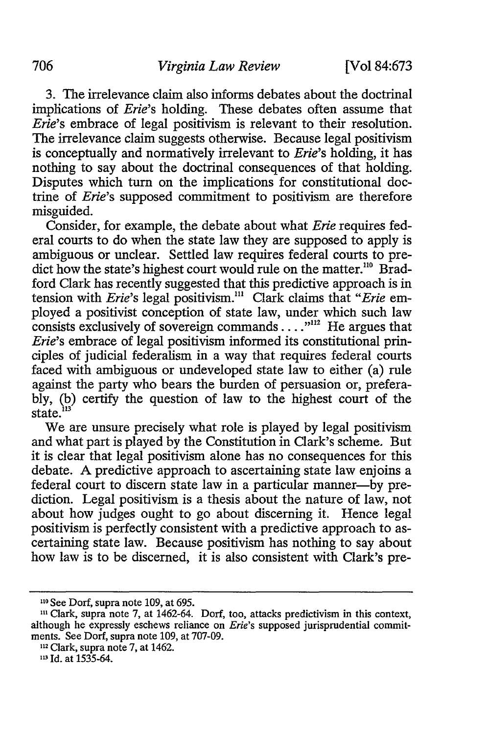3. The irrelevance claim also informs debates about the doctrinal implications of *Erie*'s holding. These debates often assume that *Erie*'s embrace of legal positivism is relevant to their resolution. The irrelevance claim suggests otherwise. Because legal positivism is conceptually and normatively irrelevant to *Erie*'s holding, it has nothing to say about the doctrinal consequences of that holding. Disputes which turn on the implications for constitutional doctrine of *Erie*'s supposed commitment to positivism are therefore misguided.

Consider, for example, the debate about what *Erie* requires federal courts to do when the state law they are supposed to apply is ambiguous or unclear. Settled law requires federal courts to predict how the state's highest court would rule on the matter.[110] Bradford Clark has recently suggested that this predictive approach is in tension with *Erie*'s legal positivism.[111] Clark claims that "*Erie* employed a positivist conception of state law, under which such law consists exclusively of sovereign commands . . . ."[112] He argues that *Erie*'s embrace of legal positivism informed its constitutional principles of judicial federalism in a way that requires federal courts faced with ambiguous or undeveloped state law to either (a) rule against the party who bears the burden of persuasion or, preferably, (b) certify the question of law to the highest court of the state.[113]

We are unsure precisely what role is played by legal positivism and what part is played by the Constitution in Clark's scheme. But it is clear that legal positivism alone has no consequences for this debate. A predictive approach to ascertaining state law enjoins a federal court to discern state law in a particular manner—by prediction. Legal positivism is a thesis about the nature of law, not about how judges ought to go about discerning it. Hence legal positivism is perfectly consistent with a predictive approach to ascertaining state law. Because positivism has nothing to say about how law is to be discerned, it is also consistent with Clark's pre-

---

[110] See Dorf, supra note 109, at 695.

[111] Clark, supra note 7, at 1462-64. Dorf, too, attacks predictivism in this context, although he expressly eschews reliance on *Erie*'s supposed jurisprudential commitments. See Dorf, supra note 109, at 707-09.

[112] Clark, supra note 7, at 1462.

[113] Id. at 1535-64.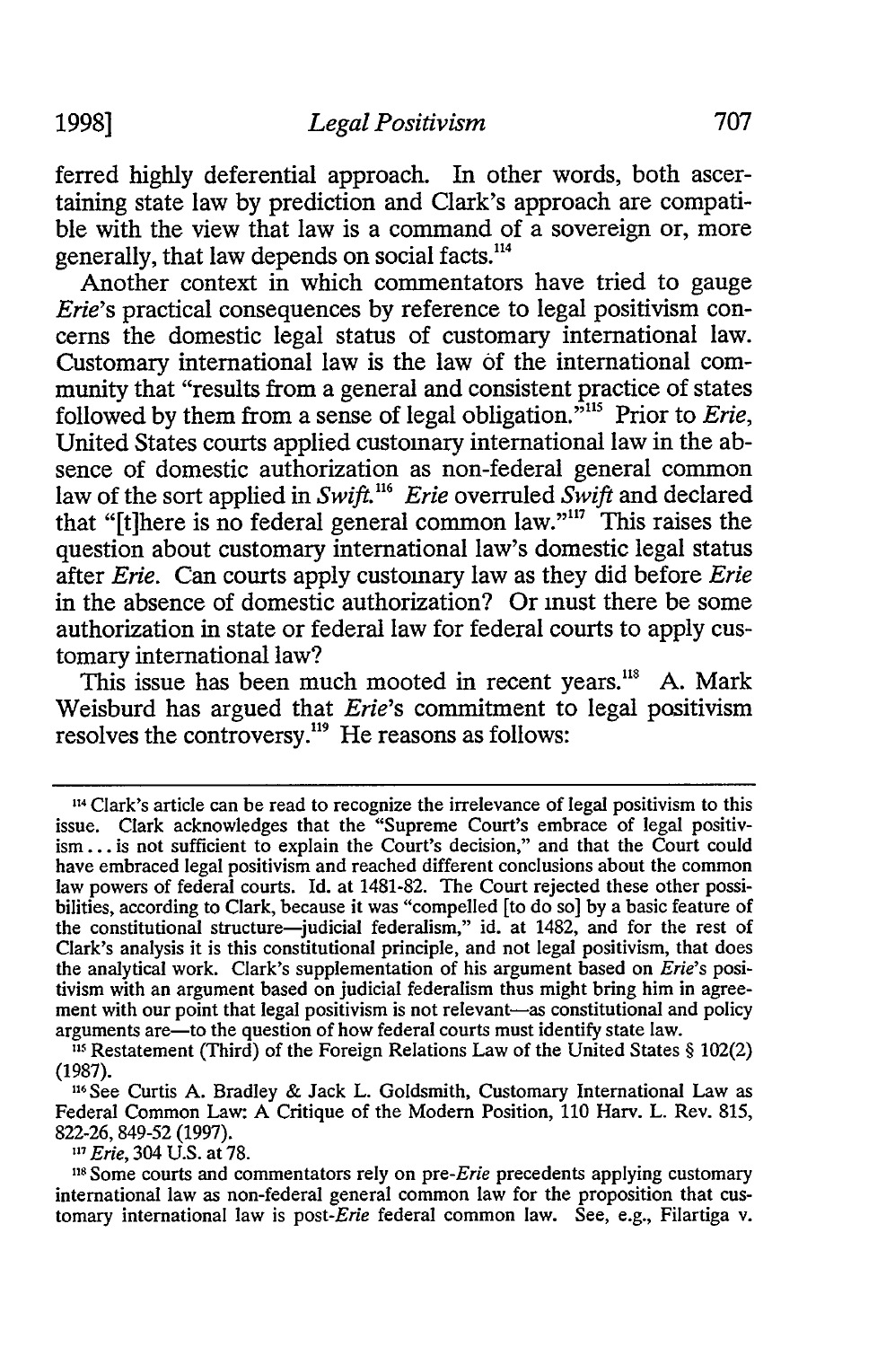ferred highly deferential approach. In other words, both ascertaining state law by prediction and Clark's approach are compatible with the view that law is a command of a sovereign or, more generally, that law depends on social facts.[114]

Another context in which commentators have tried to gauge *Erie*'s practical consequences by reference to legal positivism concerns the domestic legal status of customary international law. Customary international law is the law of the international community that "results from a general and consistent practice of states followed by them from a sense of legal obligation."[115] Prior to *Erie*, United States courts applied customary international law in the absence of domestic authorization as non-federal general common law of the sort applied in *Swift*.[116] *Erie* overruled *Swift* and declared that "[t]here is no federal general common law."[117] This raises the question about customary international law's domestic legal status after *Erie*. Can courts apply customary law as they did before *Erie* in the absence of domestic authorization? Or must there be some authorization in state or federal law for federal courts to apply customary international law?

This issue has been much mooted in recent years.[118] A. Mark Weisburd has argued that *Erie*'s commitment to legal positivism resolves the controversy.[119] He reasons as follows:

---

[114] Clark's article can be read to recognize the irrelevance of legal positivism to this issue. Clark acknowledges that the "Supreme Court's embrace of legal positivism . . . is not sufficient to explain the Court's decision," and that the Court could have embraced legal positivism and reached different conclusions about the common law powers of federal courts. Id. at 1481-82. The Court rejected these other possibilities, according to Clark, because it was "compelled [to do so] by a basic feature of the constitutional structure—judicial federalism," id. at 1482, and for the rest of Clark's analysis it is this constitutional principle, and not legal positivism, that does the analytical work. Clark's supplementation of his argument based on *Erie*'s positivism with an argument based on judicial federalism thus might bring him in agreement with our point that legal positivism is not relevant—as constitutional and policy arguments are—to the question of how federal courts must identify state law.

[115] Restatement (Third) of the Foreign Relations Law of the United States § 102(2) (1987).

[116] See Curtis A. Bradley & Jack L. Goldsmith, Customary International Law as Federal Common Law: A Critique of the Modern Position, 110 Harv. L. Rev. 815, 822-26, 849-52 (1997).

[117] *Erie*, 304 U.S. at 78.

[118] Some courts and commentators rely on pre-*Erie* precedents applying customary international law as non-federal general common law for the proposition that customary international law is post-*Erie* federal common law. See, e.g., Filartiga v.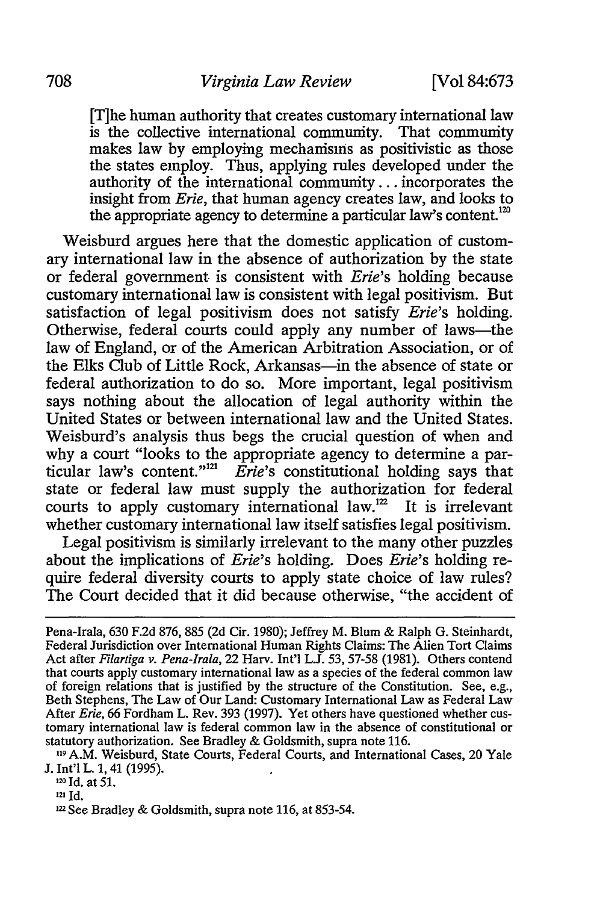> [T]he human authority that creates customary international law is the collective international community. That community makes law by employing mechanisms as positivistic as those the states employ. Thus, applying rules developed under the authority of the international community . . . incorporates the insight from *Erie*, that human agency creates law, and looks to the appropriate agency to determine a particular law's content.[120]

Weisburd argues here that the domestic application of customary international law in the absence of authorization by the state or federal government is consistent with *Erie*'s holding because customary international law is consistent with legal positivism. But satisfaction of legal positivism does not satisfy *Erie*'s holding. Otherwise, federal courts could apply any number of laws—the law of England, or of the American Arbitration Association, or of the Elks Club of Little Rock, Arkansas—in the absence of state or federal authorization to do so. More important, legal positivism says nothing about the allocation of legal authority within the United States or between international law and the United States. Weisburd's analysis thus begs the crucial question of when and why a court "looks to the appropriate agency to determine a particular law's content."[121] *Erie*'s constitutional holding says that state or federal law must supply the authorization for federal courts to apply customary international law.[122] It is irrelevant whether customary international law itself satisfies legal positivism.

Legal positivism is similarly irrelevant to the many other puzzles about the implications of *Erie*'s holding. Does *Erie*'s holding require federal diversity courts to apply state choice of law rules? The Court decided that it did because otherwise, "the accident of

---

Pena-Irala, 630 F.2d 876, 885 (2d Cir. 1980); Jeffrey M. Blum & Ralph G. Steinhardt, Federal Jurisdiction over International Human Rights Claims: The Alien Tort Claims Act after *Filartiga v. Pena-Irala*, 22 Harv. Int'l L.J. 53, 57-58 (1981). Others contend that courts apply customary international law as a species of the federal common law of foreign relations that is justified by the structure of the Constitution. See, e.g., Beth Stephens, The Law of Our Land: Customary International Law as Federal Law After *Erie*, 66 Fordham L. Rev. 393 (1997). Yet others have questioned whether customary international law is federal common law in the absence of constitutional or statutory authorization. See Bradley & Goldsmith, supra note 116.

[119] A.M. Weisburd, State Courts, Federal Courts, and International Cases, 20 Yale J. Int'l L. 1, 41 (1995).

[120] Id. at 51.

[121] Id.

[122] See Bradley & Goldsmith, supra note 116, at 853-54.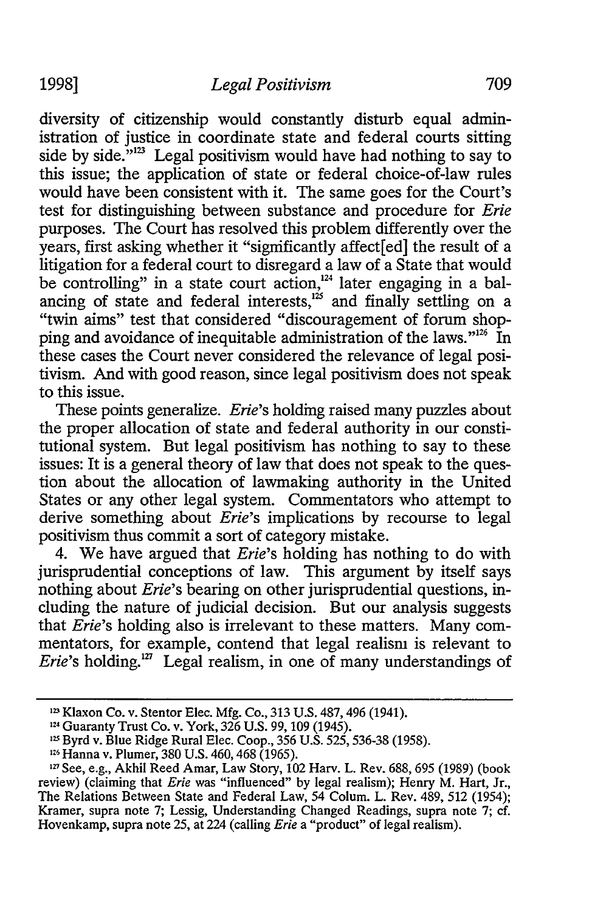diversity of citizenship would constantly disturb equal administration of justice in coordinate state and federal courts sitting side by side."[123] Legal positivism would have had nothing to say to this issue; the application of state or federal choice-of-law rules would have been consistent with it. The same goes for the Court's test for distinguishing between substance and procedure for *Erie* purposes. The Court has resolved this problem differently over the years, first asking whether it "significantly affect[ed] the result of a litigation for a federal court to disregard a law of a State that would be controlling" in a state court action,[124] later engaging in a balancing of state and federal interests,[125] and finally settling on a "twin aims" test that considered "discouragement of forum shopping and avoidance of inequitable administration of the laws."[126] In these cases the Court never considered the relevance of legal positivism. And with good reason, since legal positivism does not speak to this issue.

These points generalize. *Erie*'s holding raised many puzzles about the proper allocation of state and federal authority in our constitutional system. But legal positivism has nothing to say to these issues: It is a general theory of law that does not speak to the question about the allocation of lawmaking authority in the United States or any other legal system. Commentators who attempt to derive something about *Erie*'s implications by recourse to legal positivism thus commit a sort of category mistake.

4. We have argued that *Erie*'s holding has nothing to do with jurisprudential conceptions of law. This argument by itself says nothing about *Erie*'s bearing on other jurisprudential questions, including the nature of judicial decision. But our analysis suggests that *Erie*'s holding also is irrelevant to these matters. Many commentators, for example, contend that legal realism is relevant to *Erie*'s holding.[127] Legal realism, in one of many understandings of

---

[123] Klaxon Co. v. Stentor Elec. Mfg. Co., 313 U.S. 487, 496 (1941).

[124] Guaranty Trust Co. v. York, 326 U.S. 99, 109 (1945).

[125] Byrd v. Blue Ridge Rural Elec. Coop., 356 U.S. 525, 536-38 (1958).

[126] Hanna v. Plumer, 380 U.S. 460, 468 (1965).

[127] See, e.g., Akhil Reed Amar, Law Story, 102 Harv. L. Rev. 688, 695 (1989) (book review) (claiming that *Erie* was "influenced" by legal realism); Henry M. Hart, Jr., The Relations Between State and Federal Law, 54 Colum. L. Rev. 489, 512 (1954); Kramer, supra note 7; Lessig, Understanding Changed Readings, supra note 7; cf. Hovenkamp, supra note 25, at 224 (calling *Erie* a "product" of legal realism).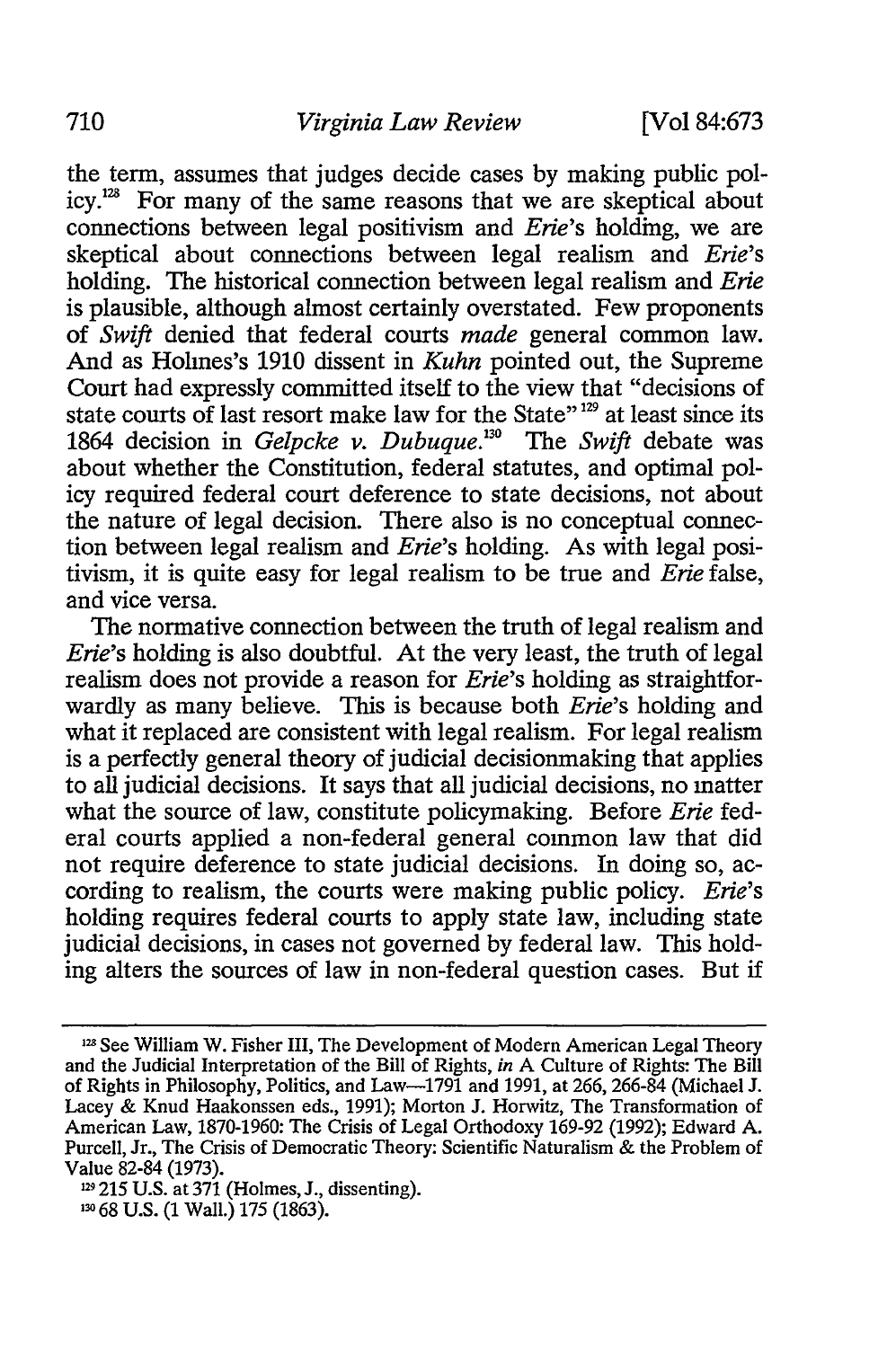the term, assumes that judges decide cases by making public policy.[128] For many of the same reasons that we are skeptical about connections between legal positivism and *Erie*'s holding, we are skeptical about connections between legal realism and *Erie*'s holding. The historical connection between legal realism and *Erie* is plausible, although almost certainly overstated. Few proponents of *Swift* denied that federal courts *made* general common law. And as Holmes's 1910 dissent in *Kuhn* pointed out, the Supreme Court had expressly committed itself to the view that "decisions of state courts of last resort make law for the State"[129] at least since its 1864 decision in *Gelpcke v. Dubuque*.[130] The *Swift* debate was about whether the Constitution, federal statutes, and optimal policy required federal court deference to state decisions, not about the nature of legal decision. There also is no conceptual connection between legal realism and *Erie*'s holding. As with legal positivism, it is quite easy for legal realism to be true and *Erie* false, and vice versa.

The normative connection between the truth of legal realism and *Erie*'s holding is also doubtful. At the very least, the truth of legal realism does not provide a reason for *Erie*'s holding as straightforwardly as many believe. This is because both *Erie*'s holding and what it replaced are consistent with legal realism. For legal realism is a perfectly general theory of judicial decisionmaking that applies to all judicial decisions. It says that all judicial decisions, no matter what the source of law, constitute policymaking. Before *Erie* federal courts applied a non-federal general common law that did not require deference to state judicial decisions. In doing so, according to realism, the courts were making public policy. *Erie*'s holding requires federal courts to apply state law, including state judicial decisions, in cases not governed by federal law. This holding alters the sources of law in non-federal question cases. But if

---

[128] See William W. Fisher III, The Development of Modern American Legal Theory and the Judicial Interpretation of the Bill of Rights, *in* A Culture of Rights: The Bill of Rights in Philosophy, Politics, and Law—1791 and 1991, at 266, 266-84 (Michael J. Lacey & Knud Haakonssen eds., 1991); Morton J. Horwitz, The Transformation of American Law, 1870-1960: The Crisis of Legal Orthodoxy 169-92 (1992); Edward A. Purcell, Jr., The Crisis of Democratic Theory: Scientific Naturalism & the Problem of Value 82-84 (1973).

[129] 215 U.S. at 371 (Holmes, J., dissenting).

[130] 68 U.S. (1 Wall.) 175 (1863).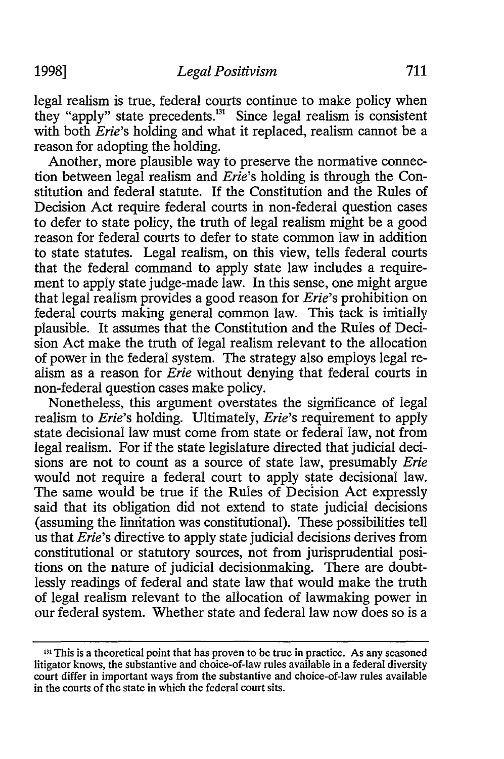legal realism is true, federal courts continue to make policy when they "apply" state precedents.[131] Since legal realism is consistent with both *Erie*'s holding and what it replaced, realism cannot be a reason for adopting the holding.

Another, more plausible way to preserve the normative connection between legal realism and *Erie*'s holding is through the Constitution and federal statute. If the Constitution and the Rules of Decision Act require federal courts in non-federal question cases to defer to state policy, the truth of legal realism might be a good reason for federal courts to defer to state common law in addition to state statutes. Legal realism, on this view, tells federal courts that the federal command to apply state law includes a requirement to apply state judge-made law. In this sense, one might argue that legal realism provides a good reason for *Erie*'s prohibition on federal courts making general common law. This tack is initially plausible. It assumes that the Constitution and the Rules of Decision Act make the truth of legal realism relevant to the allocation of power in the federal system. The strategy also employs legal realism as a reason for *Erie* without denying that federal courts in non-federal question cases make policy.

Nonetheless, this argument overstates the significance of legal realism to *Erie*'s holding. Ultimately, *Erie*'s requirement to apply state decisional law must come from state or federal law, not from legal realism. For if the state legislature directed that judicial decisions are not to count as a source of state law, presumably *Erie* would not require a federal court to apply state decisional law. The same would be true if the Rules of Decision Act expressly said that its obligation did not extend to state judicial decisions (assuming the limitation was constitutional). These possibilities tell us that *Erie*'s directive to apply state judicial decisions derives from constitutional or statutory sources, not from jurisprudential positions on the nature of judicial decisionmaking. There are doubtlessly readings of federal and state law that would make the truth of legal realism relevant to the allocation of lawmaking power in our federal system. Whether state and federal law now does so is a

---

[131] This is a theoretical point that has proven to be true in practice. As any seasoned litigator knows, the substantive and choice-of-law rules available in a federal diversity court differ in important ways from the substantive and choice-of-law rules available in the courts of the state in which the federal court sits.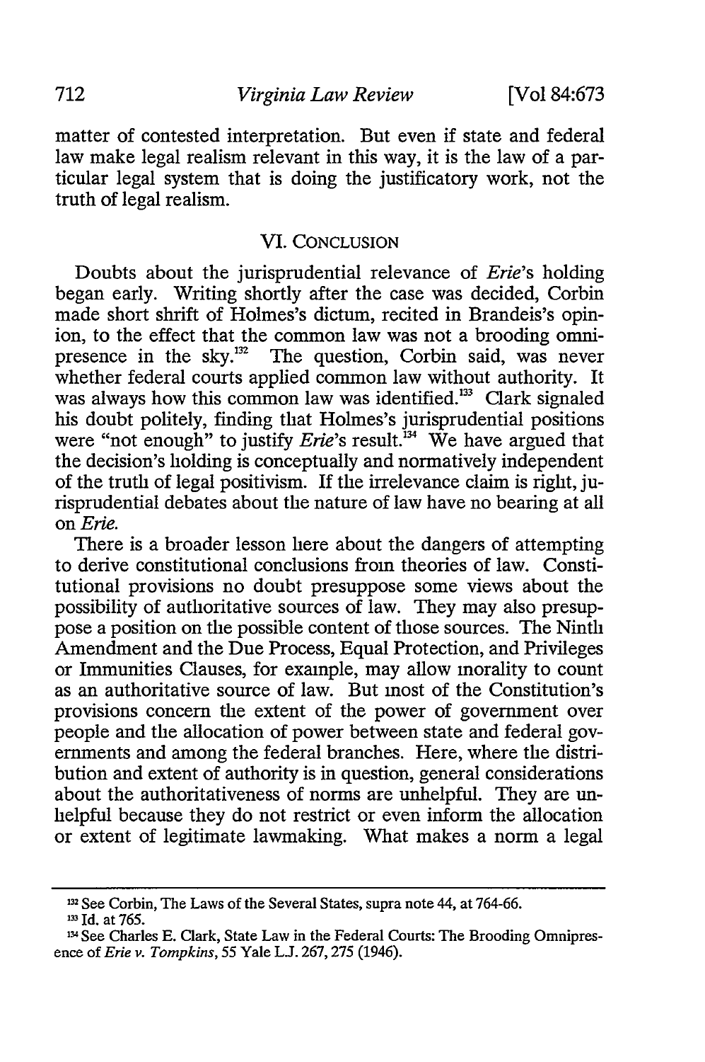matter of contested interpretation. But even if state and federal law make legal realism relevant in this way, it is the law of a particular legal system that is doing the justificatory work, not the truth of legal realism.

## VI. CONCLUSION

Doubts about the jurisprudential relevance of *Erie*'s holding began early. Writing shortly after the case was decided, Corbin made short shrift of Holmes's dictum, recited in Brandeis's opinion, to the effect that the common law was not a brooding omnipresence in the sky.[132] The question, Corbin said, was never whether federal courts applied common law without authority. It was always how this common law was identified.[133] Clark signaled his doubt politely, finding that Holmes's jurisprudential positions were "not enough" to justify *Erie*'s result.[134] We have argued that the decision's holding is conceptually and normatively independent of the truth of legal positivism. If the irrelevance claim is right, jurisprudential debates about the nature of law have no bearing at all on *Erie.*

There is a broader lesson here about the dangers of attempting to derive constitutional conclusions from theories of law. Constitutional provisions no doubt presuppose some views about the possibility of authoritative sources of law. They may also presuppose a position on the possible content of those sources. The Ninth Amendment and the Due Process, Equal Protection, and Privileges or Immunities Clauses, for example, may allow morality to count as an authoritative source of law. But most of the Constitution's provisions concern the extent of the power of government over people and the allocation of power between state and federal governments and among the federal branches. Here, where the distribution and extent of authority is in question, general considerations about the authoritativeness of norms are unhelpful. They are unhelpful because they do not restrict or even inform the allocation or extent of legitimate lawmaking. What makes a norm a legal

---

[132] See Corbin, The Laws of the Several States, supra note 44, at 764-66.

[133] Id. at 765.

[134] See Charles E. Clark, State Law in the Federal Courts: The Brooding Omnipresence of *Erie v. Tompkins*, 55 Yale L.J. 267, 275 (1946).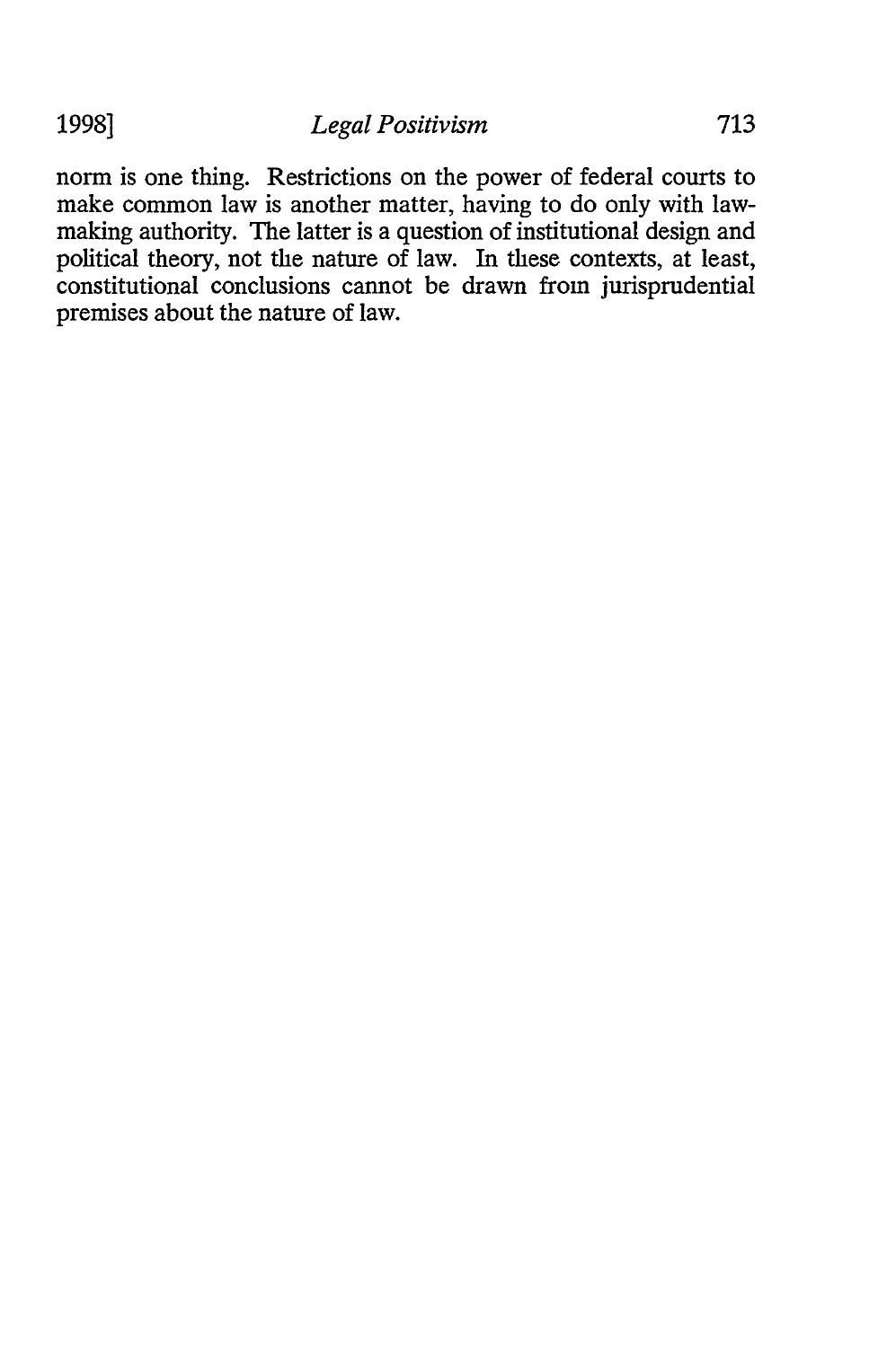norm is one thing. Restrictions on the power of federal courts to make common law is another matter, having to do only with law-making authority. The latter is a question of institutional design and political theory, not the nature of law. In these contexts, at least, constitutional conclusions cannot be drawn from jurisprudential premises about the nature of law.